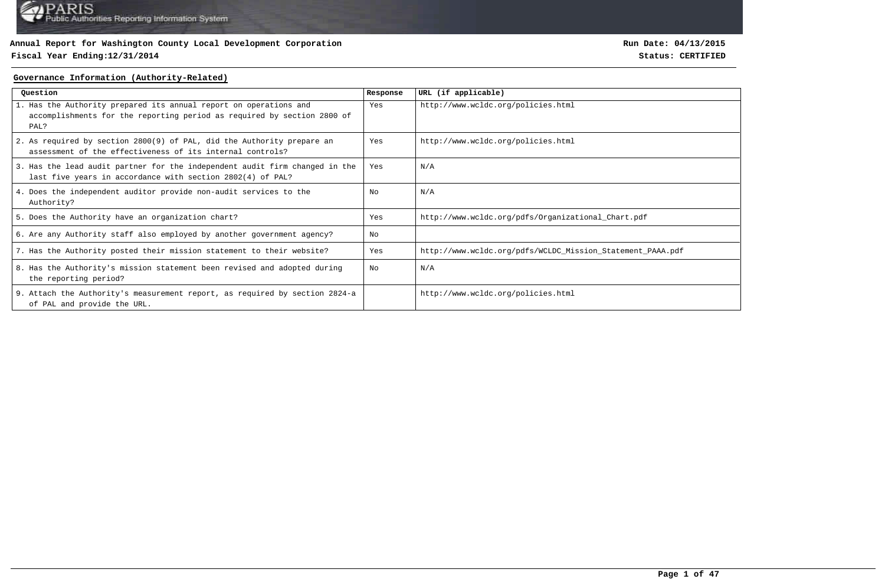**Annual Report for Washington County Local Development Corporation**

**Fiscal Year Ending:12/31/2014**

**Run Date: 04/13/2015**

**Status: CERTIFIED**

## Governance Information (Authority-Related)

| Question | Response | URL (if applicable) |
|---|---|---|
| 1. Has the Authority prepared its annual report on operations and accomplishments for the reporting period as required by section 2800 of PAL? | Yes | http://www.wcldc.org/policies.html |
| 2. As required by section 2800(9) of PAL, did the Authority prepare an assessment of the effectiveness of its internal controls? | Yes | http://www.wcldc.org/policies.html |
| 3. Has the lead audit partner for the independent audit firm changed in the last five years in accordance with section 2802(4) of PAL? | Yes | N/A |
| 4. Does the independent auditor provide non-audit services to the Authority? | No | N/A |
| 5. Does the Authority have an organization chart? | Yes | http://www.wcldc.org/pdfs/Organizational_Chart.pdf |
| 6. Are any Authority staff also employed by another government agency? | No | |
| 7. Has the Authority posted their mission statement to their website? | Yes | http://www.wcldc.org/pdfs/WCLDC_Mission_Statement_PAAA.pdf |
| 8. Has the Authority's mission statement been revised and adopted during the reporting period? | No | N/A |
| 9. Attach the Authority's measurement report, as required by section 2824-a of PAL and provide the URL. | | http://www.wcldc.org/policies.html |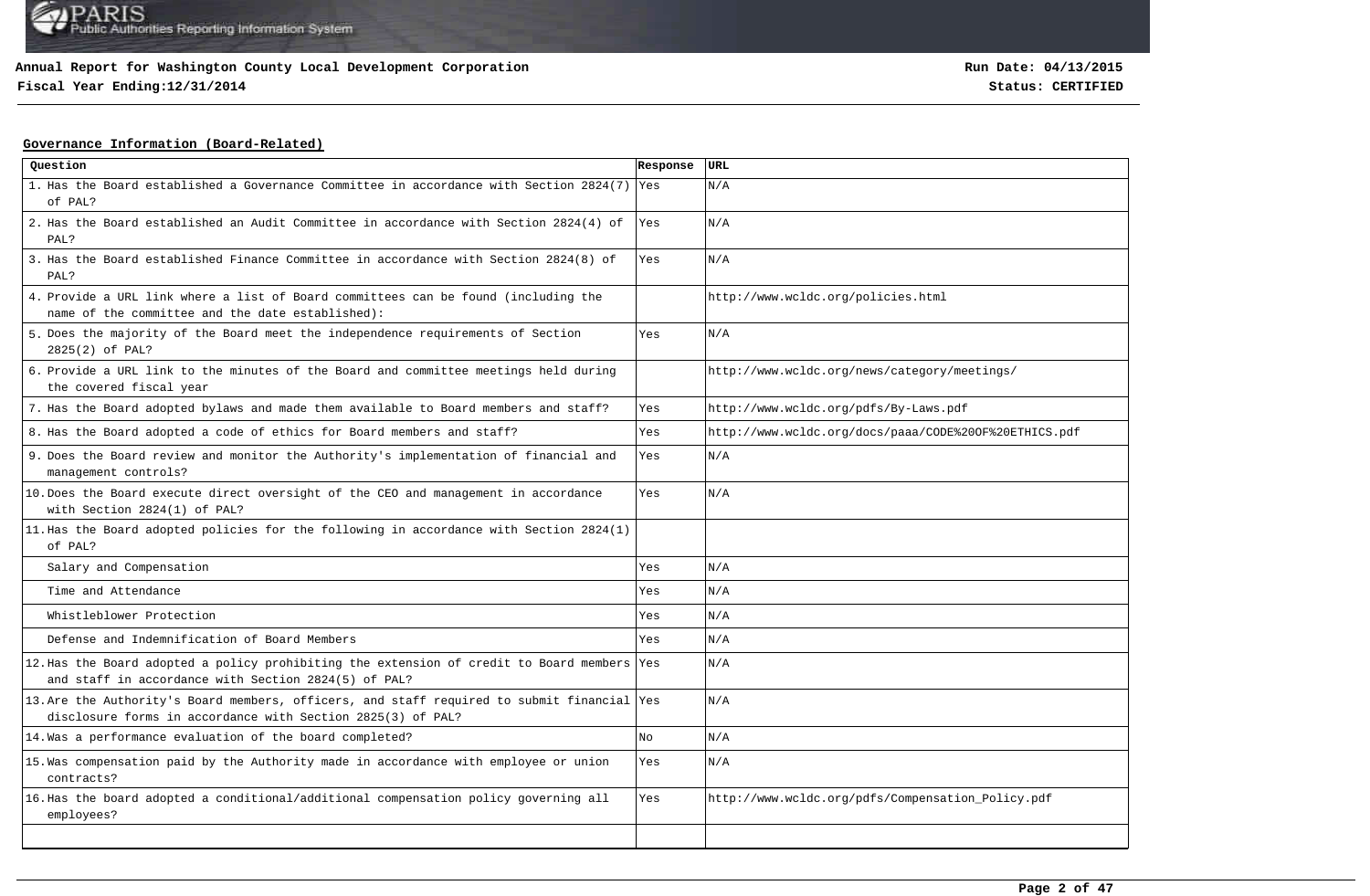**Annual Report for Washington County Local Development Corporation**

**Fiscal Year Ending:12/31/2014**

**Run Date: 04/13/2015**

**Status: CERTIFIED**

## Governance Information (Board-Related)

| Question | Response | URL |
|---|---|---|
| 1. Has the Board established a Governance Committee in accordance with Section 2824(7) of PAL? | Yes | N/A |
| 2. Has the Board established an Audit Committee in accordance with Section 2824(4) of PAL? | Yes | N/A |
| 3. Has the Board established Finance Committee in accordance with Section 2824(8) of PAL? | Yes | N/A |
| 4. Provide a URL link where a list of Board committees can be found (including the name of the committee and the date established): | | http://www.wcldc.org/policies.html |
| 5. Does the majority of the Board meet the independence requirements of Section 2825(2) of PAL? | Yes | N/A |
| 6. Provide a URL link to the minutes of the Board and committee meetings held during the covered fiscal year | | http://www.wcldc.org/news/category/meetings/ |
| 7. Has the Board adopted bylaws and made them available to Board members and staff? | Yes | http://www.wcldc.org/pdfs/By-Laws.pdf |
| 8. Has the Board adopted a code of ethics for Board members and staff? | Yes | http://www.wcldc.org/docs/paaa/CODE%20OF%20ETHICS.pdf |
| 9. Does the Board review and monitor the Authority's implementation of financial and management controls? | Yes | N/A |
| 10. Does the Board execute direct oversight of the CEO and management in accordance with Section 2824(1) of PAL? | Yes | N/A |
| 11. Has the Board adopted policies for the following in accordance with Section 2824(1) of PAL? | | |
| Salary and Compensation | Yes | N/A |
| Time and Attendance | Yes | N/A |
| Whistleblower Protection | Yes | N/A |
| Defense and Indemnification of Board Members | Yes | N/A |
| 12. Has the Board adopted a policy prohibiting the extension of credit to Board members and staff in accordance with Section 2824(5) of PAL? | Yes | N/A |
| 13. Are the Authority's Board members, officers, and staff required to submit financial disclosure forms in accordance with Section 2825(3) of PAL? | Yes | N/A |
| 14. Was a performance evaluation of the board completed? | No | N/A |
| 15. Was compensation paid by the Authority made in accordance with employee or union contracts? | Yes | N/A |
| 16. Has the board adopted a conditional/additional compensation policy governing all employees? | Yes | http://www.wcldc.org/pdfs/Compensation_Policy.pdf |
| | | |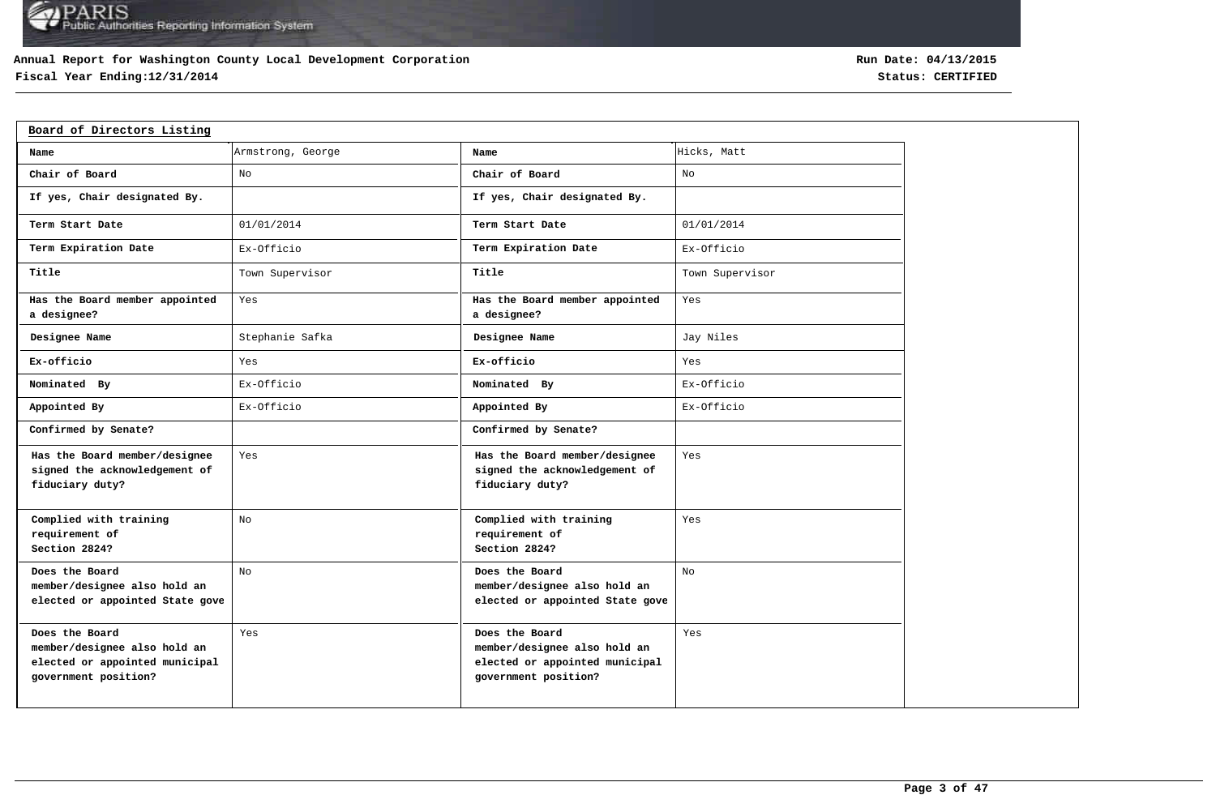Annual Report for Washington County Local Development Corporation

Fiscal Year Ending:12/31/2014

Run Date: 04/13/2015

Status: CERTIFIED

## Board of Directors Listing

| Name | Armstrong, George | Name | Hicks, Matt |
|---|---|---|---|
| Chair of Board | No | Chair of Board | No |
| If yes, Chair designated By. | | If yes, Chair designated By. | |
| Term Start Date | 01/01/2014 | Term Start Date | 01/01/2014 |
| Term Expiration Date | Ex-Officio | Term Expiration Date | Ex-Officio |
| Title | Town Supervisor | Title | Town Supervisor |
| Has the Board member appointed a designee? | Yes | Has the Board member appointed a designee? | Yes |
| Designee Name | Stephanie Safka | Designee Name | Jay Niles |
| Ex-officio | Yes | Ex-officio | Yes |
| Nominated By | Ex-Officio | Nominated By | Ex-Officio |
| Appointed By | Ex-Officio | Appointed By | Ex-Officio |
| Confirmed by Senate? | | Confirmed by Senate? | |
| Has the Board member/designee signed the acknowledgement of fiduciary duty? | Yes | Has the Board member/designee signed the acknowledgement of fiduciary duty? | Yes |
| Complied with training requirement of Section 2824? | No | Complied with training requirement of Section 2824? | Yes |
| Does the Board member/designee also hold an elected or appointed State gove | No | Does the Board member/designee also hold an elected or appointed State gove | No |
| Does the Board member/designee also hold an elected or appointed municipal government position? | Yes | Does the Board member/designee also hold an elected or appointed municipal government position? | Yes |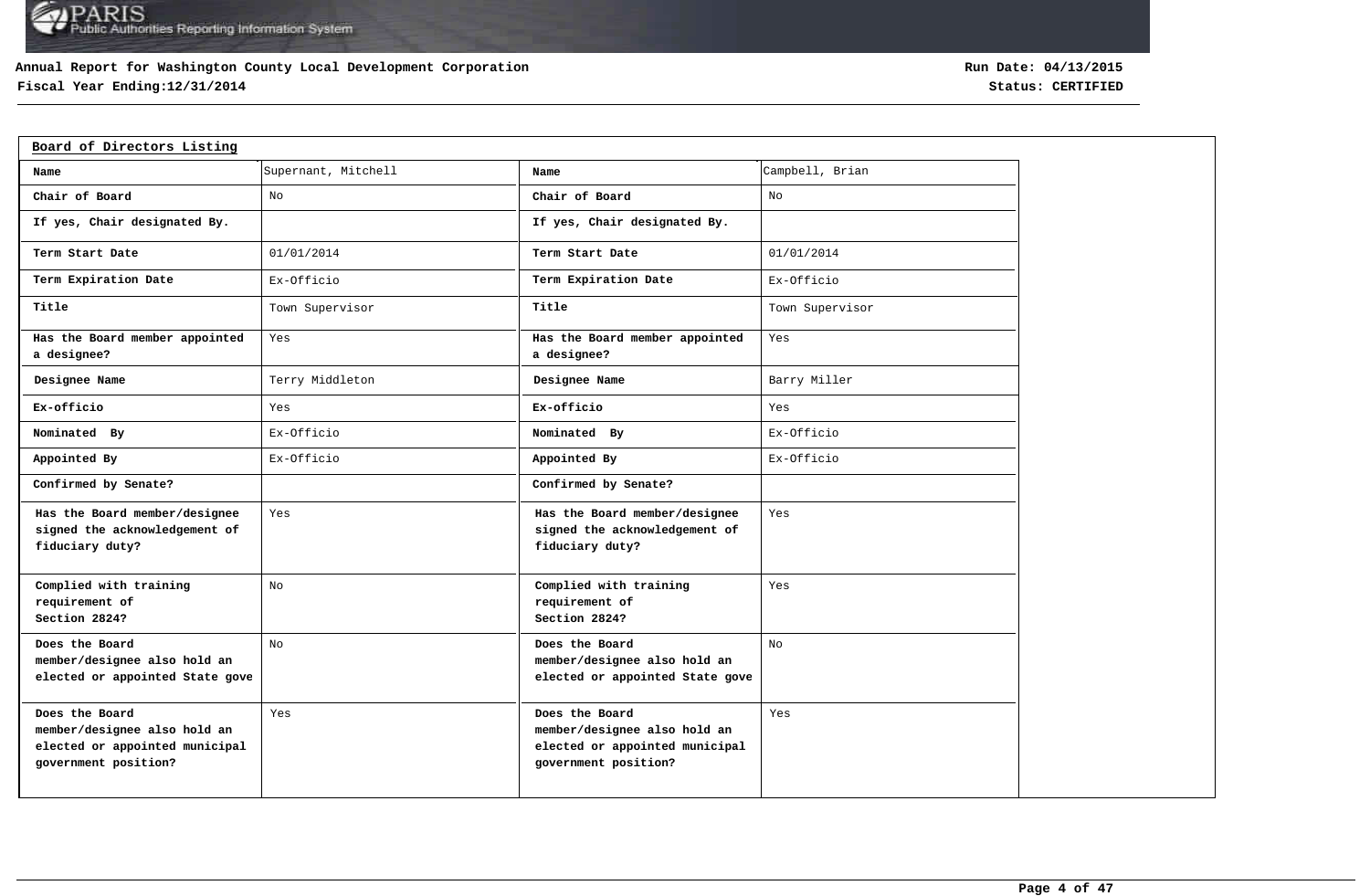**Annual Report for Washington County Local Development Corporation**
**Fiscal Year Ending:12/31/2014**

**Run Date: 04/13/2015**
**Status: CERTIFIED**

## Board of Directors Listing

| Name | Supernant, Mitchell | Name | Campbell, Brian |
|---|---|---|---|
| Chair of Board | No | Chair of Board | No |
| If yes, Chair designated By. | | If yes, Chair designated By. | |
| Term Start Date | 01/01/2014 | Term Start Date | 01/01/2014 |
| Term Expiration Date | Ex-Officio | Term Expiration Date | Ex-Officio |
| Title | Town Supervisor | Title | Town Supervisor |
| Has the Board member appointed a designee? | Yes | Has the Board member appointed a designee? | Yes |
| Designee Name | Terry Middleton | Designee Name | Barry Miller |
| Ex-officio | Yes | Ex-officio | Yes |
| Nominated By | Ex-Officio | Nominated By | Ex-Officio |
| Appointed By | Ex-Officio | Appointed By | Ex-Officio |
| Confirmed by Senate? | | Confirmed by Senate? | |
| Has the Board member/designee signed the acknowledgement of fiduciary duty? | Yes | Has the Board member/designee signed the acknowledgement of fiduciary duty? | Yes |
| Complied with training requirement of Section 2824? | No | Complied with training requirement of Section 2824? | Yes |
| Does the Board member/designee also hold an elected or appointed State gove | No | Does the Board member/designee also hold an elected or appointed State gove | No |
| Does the Board member/designee also hold an elected or appointed municipal government position? | Yes | Does the Board member/designee also hold an elected or appointed municipal government position? | Yes |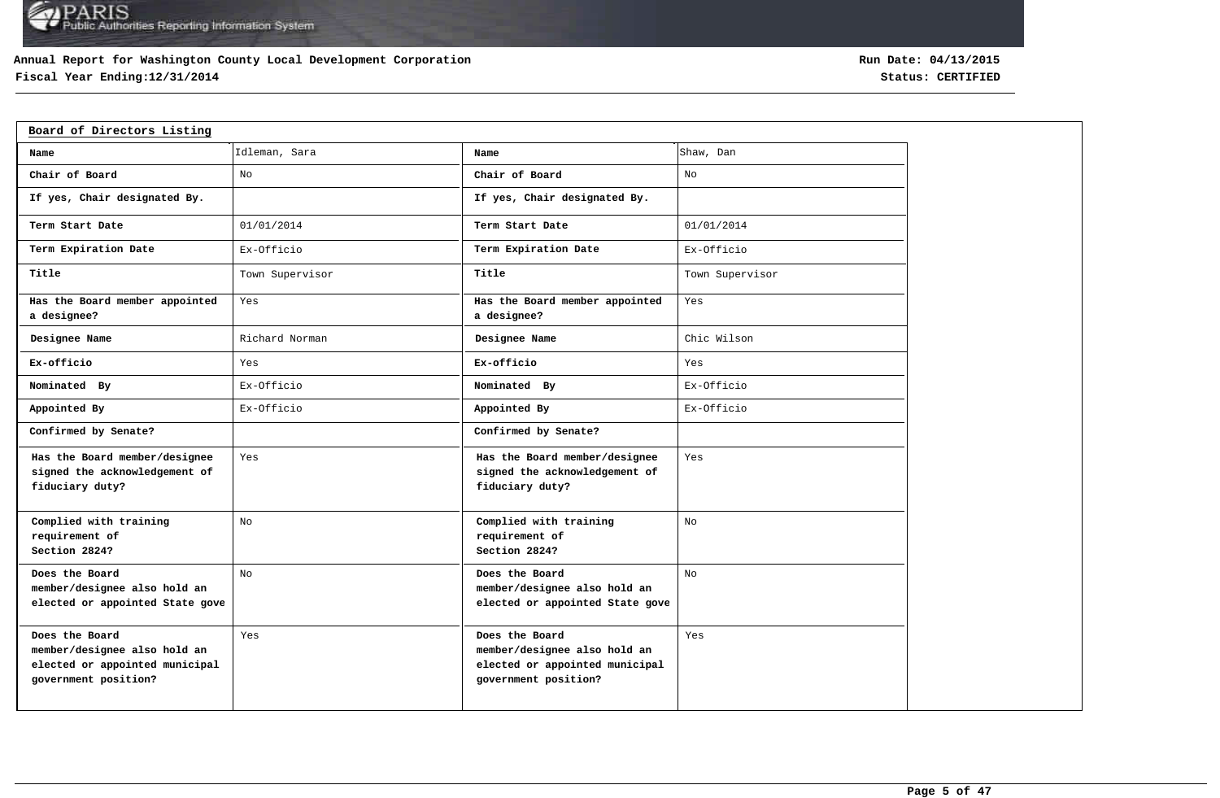**Annual Report for Washington County Local Development Corporation**
**Fiscal Year Ending:12/31/2014**

**Run Date: 04/13/2015**
**Status: CERTIFIED**

## Board of Directors Listing

| Name | Idleman, Sara | Name | Shaw, Dan |
|---|---|---|---|
| **Chair of Board** | No | **Chair of Board** | No |
| **If yes, Chair designated By.** | | **If yes, Chair designated By.** | |
| **Term Start Date** | 01/01/2014 | **Term Start Date** | 01/01/2014 |
| **Term Expiration Date** | Ex-Officio | **Term Expiration Date** | Ex-Officio |
| **Title** | Town Supervisor | **Title** | Town Supervisor |
| **Has the Board member appointed a designee?** | Yes | **Has the Board member appointed a designee?** | Yes |
| **Designee Name** | Richard Norman | **Designee Name** | Chic Wilson |
| **Ex-officio** | Yes | **Ex-officio** | Yes |
| **Nominated By** | Ex-Officio | **Nominated By** | Ex-Officio |
| **Appointed By** | Ex-Officio | **Appointed By** | Ex-Officio |
| **Confirmed by Senate?** | | **Confirmed by Senate?** | |
| **Has the Board member/designee signed the acknowledgement of fiduciary duty?** | Yes | **Has the Board member/designee signed the acknowledgement of fiduciary duty?** | Yes |
| **Complied with training requirement of Section 2824?** | No | **Complied with training requirement of Section 2824?** | No |
| **Does the Board member/designee also hold an elected or appointed State gove** | No | **Does the Board member/designee also hold an elected or appointed State gove** | No |
| **Does the Board member/designee also hold an elected or appointed municipal government position?** | Yes | **Does the Board member/designee also hold an elected or appointed municipal government position?** | Yes |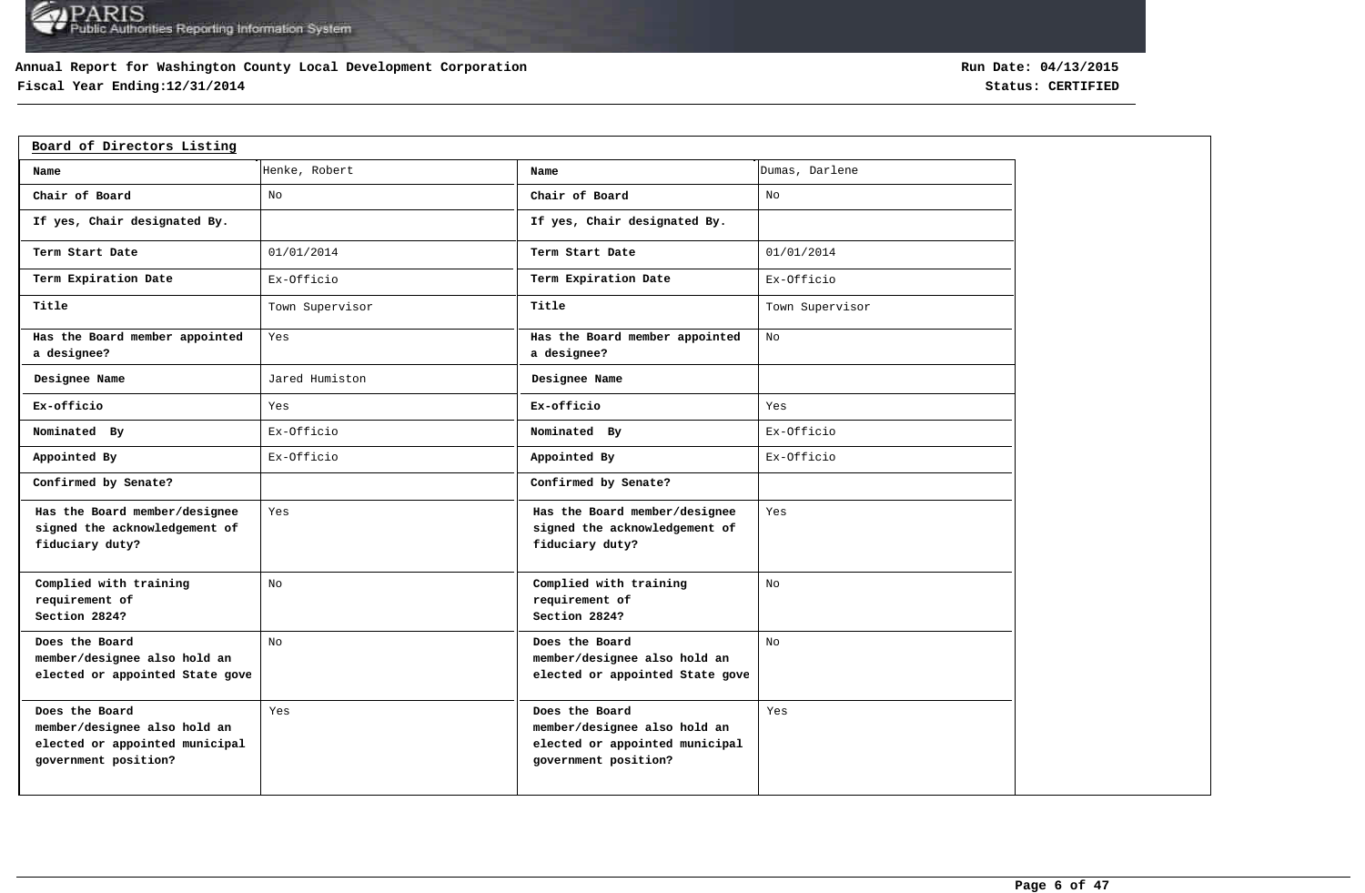# Annual Report for Washington County Local Development Corporation

**Fiscal Year Ending:12/31/2014**

**Run Date: 04/13/2015**

**Status: CERTIFIED**

## Board of Directors Listing

| Name | Henke, Robert | Name | Dumas, Darlene |
|---|---|---|---|
| Chair of Board | No | Chair of Board | No |
| If yes, Chair designated By. | | If yes, Chair designated By. | |
| Term Start Date | 01/01/2014 | Term Start Date | 01/01/2014 |
| Term Expiration Date | Ex-Officio | Term Expiration Date | Ex-Officio |
| Title | Town Supervisor | Title | Town Supervisor |
| Has the Board member appointed a designee? | Yes | Has the Board member appointed a designee? | No |
| Designee Name | Jared Humiston | Designee Name | |
| Ex-officio | Yes | Ex-officio | Yes |
| Nominated By | Ex-Officio | Nominated By | Ex-Officio |
| Appointed By | Ex-Officio | Appointed By | Ex-Officio |
| Confirmed by Senate? | | Confirmed by Senate? | |
| Has the Board member/designee signed the acknowledgement of fiduciary duty? | Yes | Has the Board member/designee signed the acknowledgement of fiduciary duty? | Yes |
| Complied with training requirement of Section 2824? | No | Complied with training requirement of Section 2824? | No |
| Does the Board member/designee also hold an elected or appointed State gove | No | Does the Board member/designee also hold an elected or appointed State gove | No |
| Does the Board member/designee also hold an elected or appointed municipal government position? | Yes | Does the Board member/designee also hold an elected or appointed municipal government position? | Yes |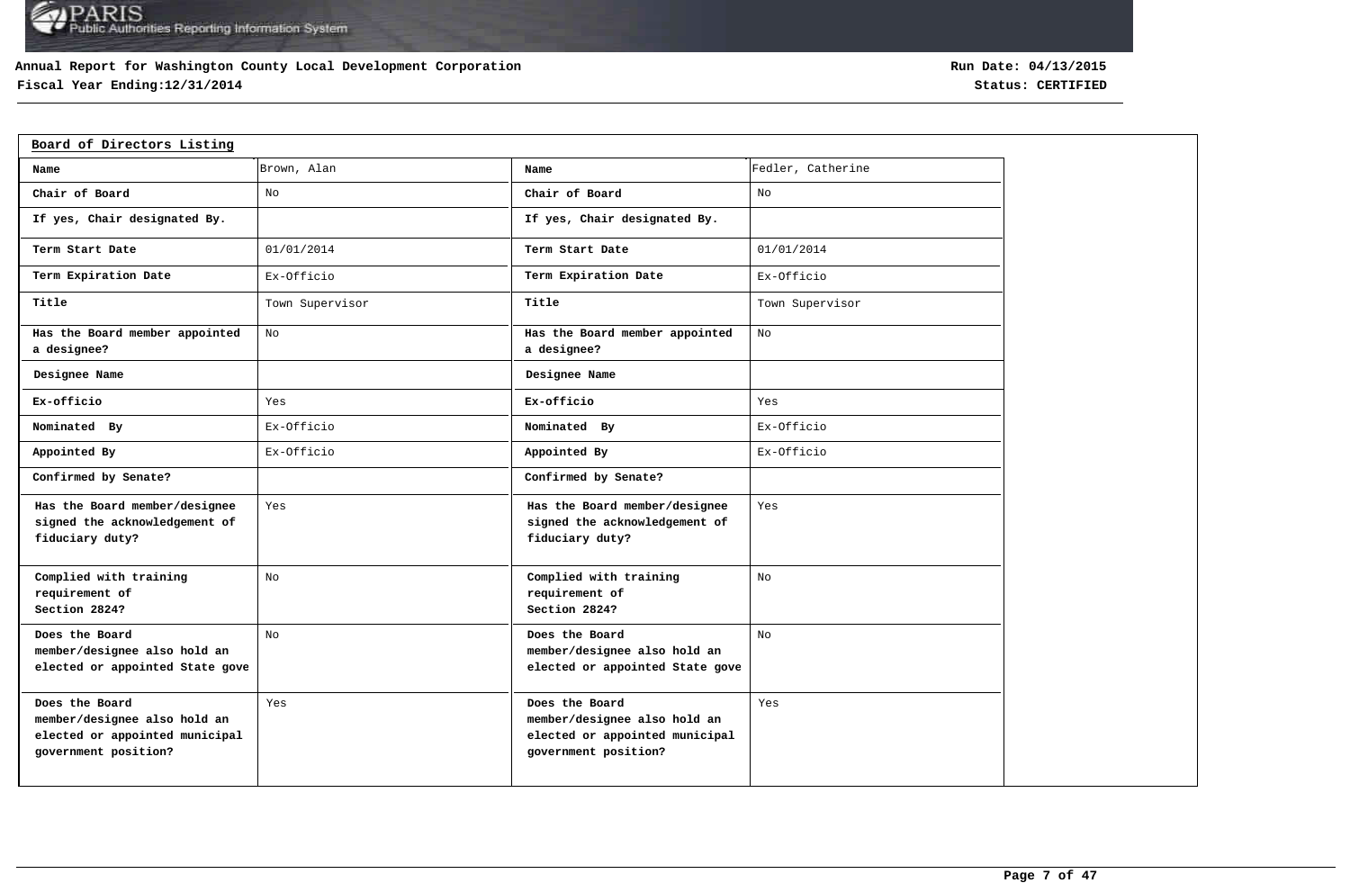**Annual Report for Washington County Local Development Corporation**
**Fiscal Year Ending:12/31/2014**

**Run Date: 04/13/2015**
**Status: CERTIFIED**

## Board of Directors Listing

| Name | Brown, Alan | Name | Fedler, Catherine |
|---|---|---|---|
| Chair of Board | No | Chair of Board | No |
| If yes, Chair designated By. | | If yes, Chair designated By. | |
| Term Start Date | 01/01/2014 | Term Start Date | 01/01/2014 |
| Term Expiration Date | Ex-Officio | Term Expiration Date | Ex-Officio |
| Title | Town Supervisor | Title | Town Supervisor |
| Has the Board member appointed a designee? | No | Has the Board member appointed a designee? | No |
| Designee Name | | Designee Name | |
| Ex-officio | Yes | Ex-officio | Yes |
| Nominated By | Ex-Officio | Nominated By | Ex-Officio |
| Appointed By | Ex-Officio | Appointed By | Ex-Officio |
| Confirmed by Senate? | | Confirmed by Senate? | |
| Has the Board member/designee signed the acknowledgement of fiduciary duty? | Yes | Has the Board member/designee signed the acknowledgement of fiduciary duty? | Yes |
| Complied with training requirement of Section 2824? | No | Complied with training requirement of Section 2824? | No |
| Does the Board member/designee also hold an elected or appointed State gove | No | Does the Board member/designee also hold an elected or appointed State gove | No |
| Does the Board member/designee also hold an elected or appointed municipal government position? | Yes | Does the Board member/designee also hold an elected or appointed municipal government position? | Yes |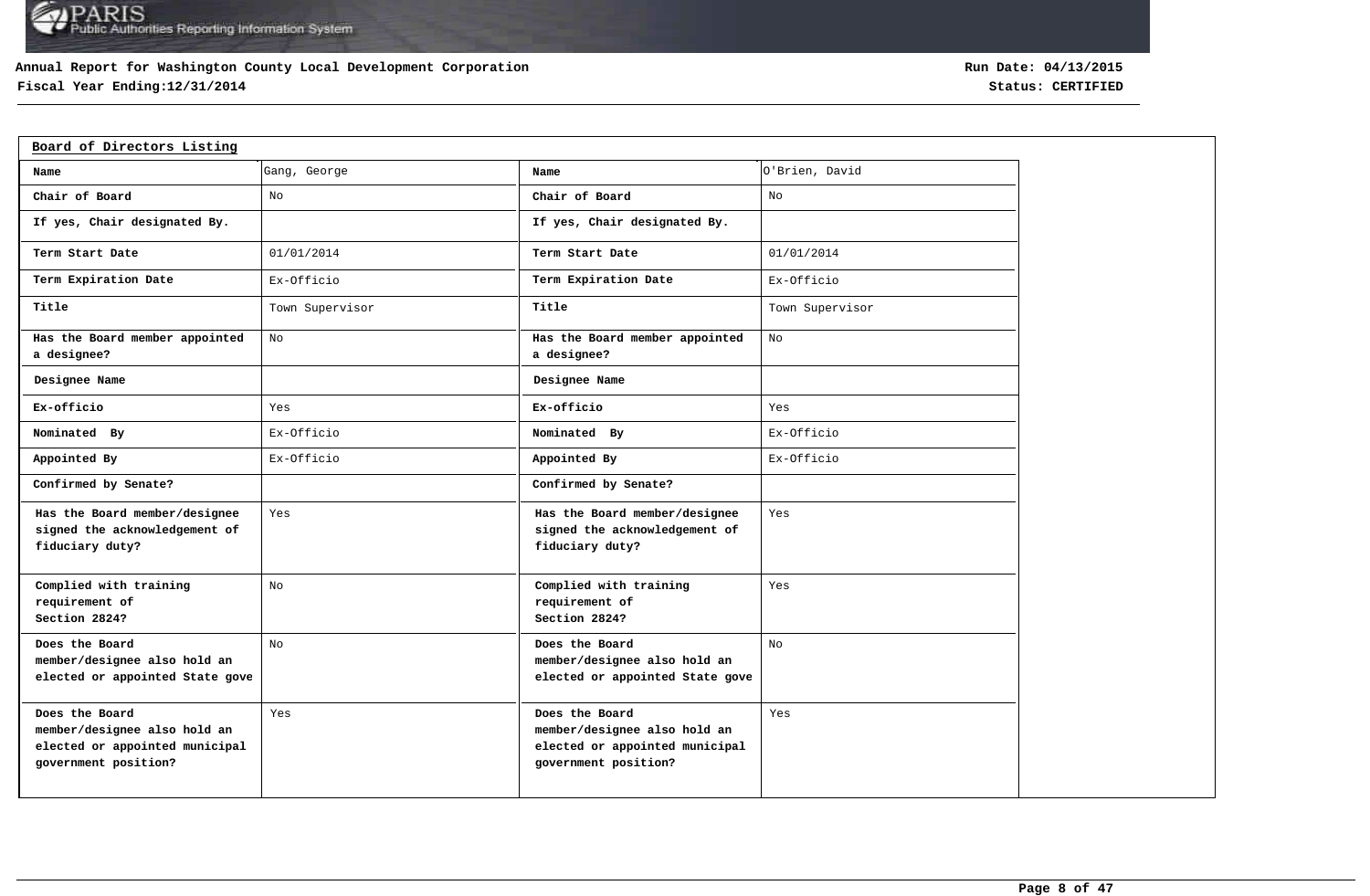## Board of Directors Listing

| Name | Gang, George | Name | O'Brien, David |
|---|---|---|---|
| Chair of Board | No | Chair of Board | No |
| If yes, Chair designated By. | | If yes, Chair designated By. | |
| Term Start Date | 01/01/2014 | Term Start Date | 01/01/2014 |
| Term Expiration Date | Ex-Officio | Term Expiration Date | Ex-Officio |
| Title | Town Supervisor | Title | Town Supervisor |
| Has the Board member appointed a designee? | No | Has the Board member appointed a designee? | No |
| Designee Name | | Designee Name | |
| Ex-officio | Yes | Ex-officio | Yes |
| Nominated By | Ex-Officio | Nominated By | Ex-Officio |
| Appointed By | Ex-Officio | Appointed By | Ex-Officio |
| Confirmed by Senate? | | Confirmed by Senate? | |
| Has the Board member/designee signed the acknowledgement of fiduciary duty? | Yes | Has the Board member/designee signed the acknowledgement of fiduciary duty? | Yes |
| Complied with training requirement of Section 2824? | No | Complied with training requirement of Section 2824? | Yes |
| Does the Board member/designee also hold an elected or appointed State gove | No | Does the Board member/designee also hold an elected or appointed State gove | No |
| Does the Board member/designee also hold an elected or appointed municipal government position? | Yes | Does the Board member/designee also hold an elected or appointed municipal government position? | Yes |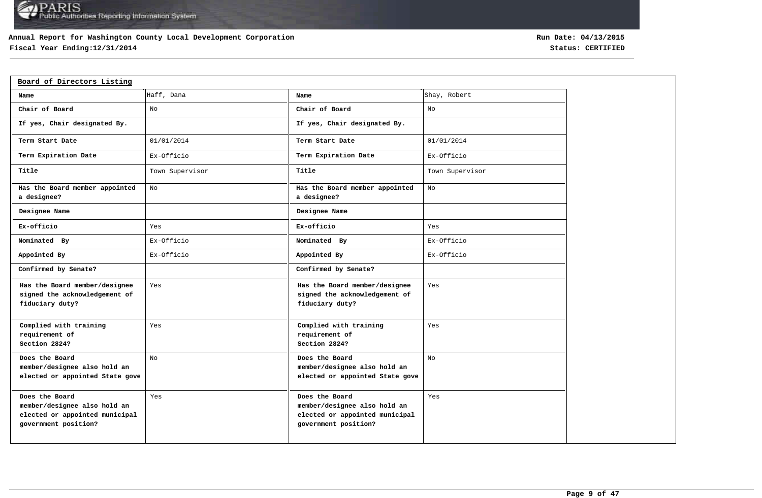## Board of Directors Listing

| Name | Haff, Dana | Name | Shay, Robert |
|---|---|---|---|
| Chair of Board | No | Chair of Board | No |
| If yes, Chair designated By. | | If yes, Chair designated By. | |
| Term Start Date | 01/01/2014 | Term Start Date | 01/01/2014 |
| Term Expiration Date | Ex-Officio | Term Expiration Date | Ex-Officio |
| Title | Town Supervisor | Title | Town Supervisor |
| Has the Board member appointed a designee? | No | Has the Board member appointed a designee? | No |
| Designee Name | | Designee Name | |
| Ex-officio | Yes | Ex-officio | Yes |
| Nominated By | Ex-Officio | Nominated By | Ex-Officio |
| Appointed By | Ex-Officio | Appointed By | Ex-Officio |
| Confirmed by Senate? | | Confirmed by Senate? | |
| Has the Board member/designee signed the acknowledgement of fiduciary duty? | Yes | Has the Board member/designee signed the acknowledgement of fiduciary duty? | Yes |
| Complied with training requirement of Section 2824? | Yes | Complied with training requirement of Section 2824? | Yes |
| Does the Board member/designee also hold an elected or appointed State gove | No | Does the Board member/designee also hold an elected or appointed State gove | No |
| Does the Board member/designee also hold an elected or appointed municipal government position? | Yes | Does the Board member/designee also hold an elected or appointed municipal government position? | Yes |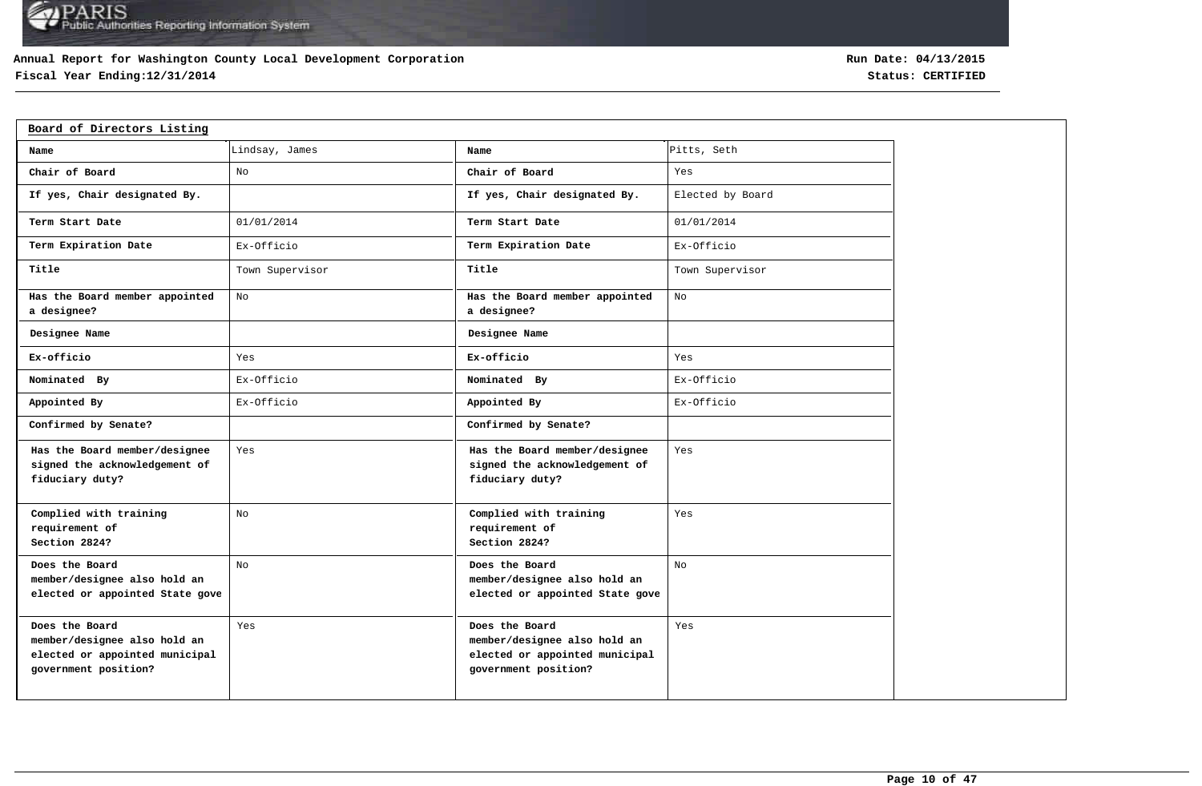Annual Report for Washington County Local Development Corporation

Fiscal Year Ending:12/31/2014

Run Date: 04/13/2015

Status: CERTIFIED

## Board of Directors Listing

| Name | Lindsay, James | Name | Pitts, Seth |
|---|---|---|---|
| Chair of Board | No | Chair of Board | Yes |
| If yes, Chair designated By. | | If yes, Chair designated By. | Elected by Board |
| Term Start Date | 01/01/2014 | Term Start Date | 01/01/2014 |
| Term Expiration Date | Ex-Officio | Term Expiration Date | Ex-Officio |
| Title | Town Supervisor | Title | Town Supervisor |
| Has the Board member appointed a designee? | No | Has the Board member appointed a designee? | No |
| Designee Name | | Designee Name | |
| Ex-officio | Yes | Ex-officio | Yes |
| Nominated By | Ex-Officio | Nominated By | Ex-Officio |
| Appointed By | Ex-Officio | Appointed By | Ex-Officio |
| Confirmed by Senate? | | Confirmed by Senate? | |
| Has the Board member/designee signed the acknowledgement of fiduciary duty? | Yes | Has the Board member/designee signed the acknowledgement of fiduciary duty? | Yes |
| Complied with training requirement of Section 2824? | No | Complied with training requirement of Section 2824? | Yes |
| Does the Board member/designee also hold an elected or appointed State gove | No | Does the Board member/designee also hold an elected or appointed State gove | No |
| Does the Board member/designee also hold an elected or appointed municipal government position? | Yes | Does the Board member/designee also hold an elected or appointed municipal government position? | Yes |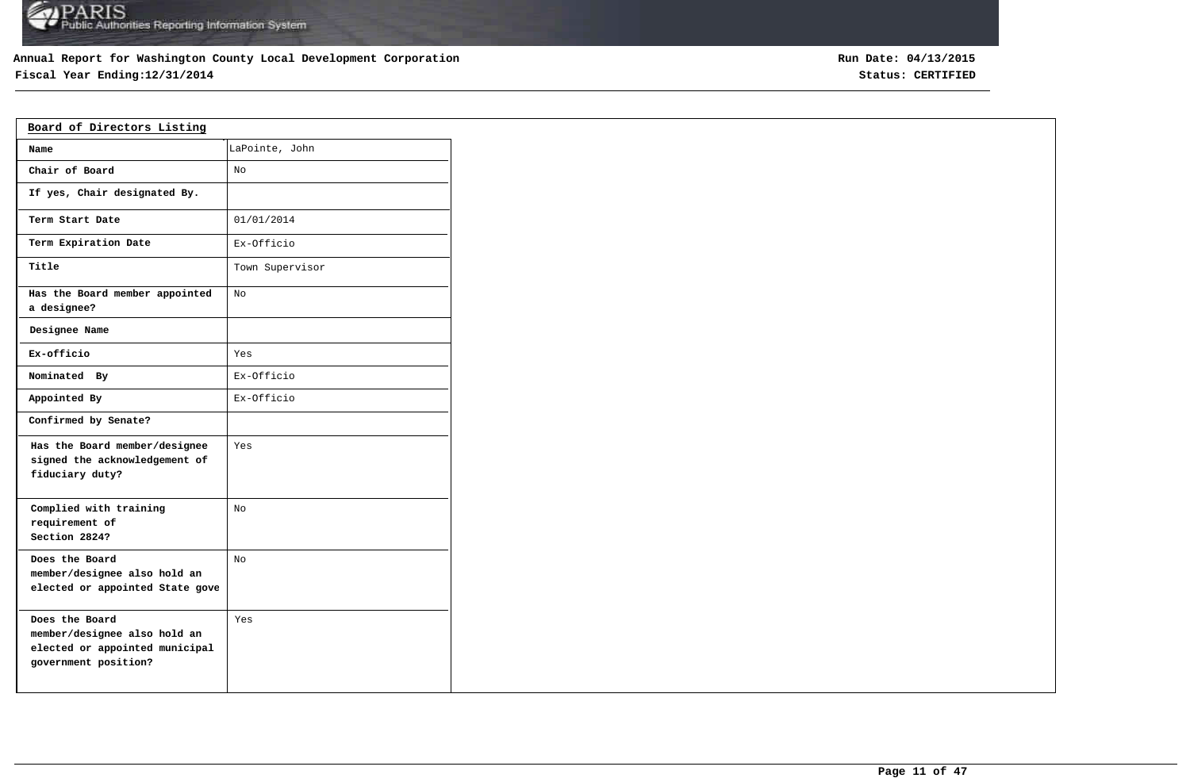Annual Report for Washington County Local Development Corporation

Fiscal Year Ending:12/31/2014

Run Date: 04/13/2015

Status: CERTIFIED

## Board of Directors Listing

| Name | LaPointe, John |
|---|---|
| Chair of Board | No |
| If yes, Chair designated By. | |
| Term Start Date | 01/01/2014 |
| Term Expiration Date | Ex-Officio |
| Title | Town Supervisor |
| Has the Board member appointed a designee? | No |
| Designee Name | |
| Ex-officio | Yes |
| Nominated By | Ex-Officio |
| Appointed By | Ex-Officio |
| Confirmed by Senate? | |
| Has the Board member/designee signed the acknowledgement of fiduciary duty? | Yes |
| Complied with training requirement of Section 2824? | No |
| Does the Board member/designee also hold an elected or appointed State gove | No |
| Does the Board member/designee also hold an elected or appointed municipal government position? | Yes |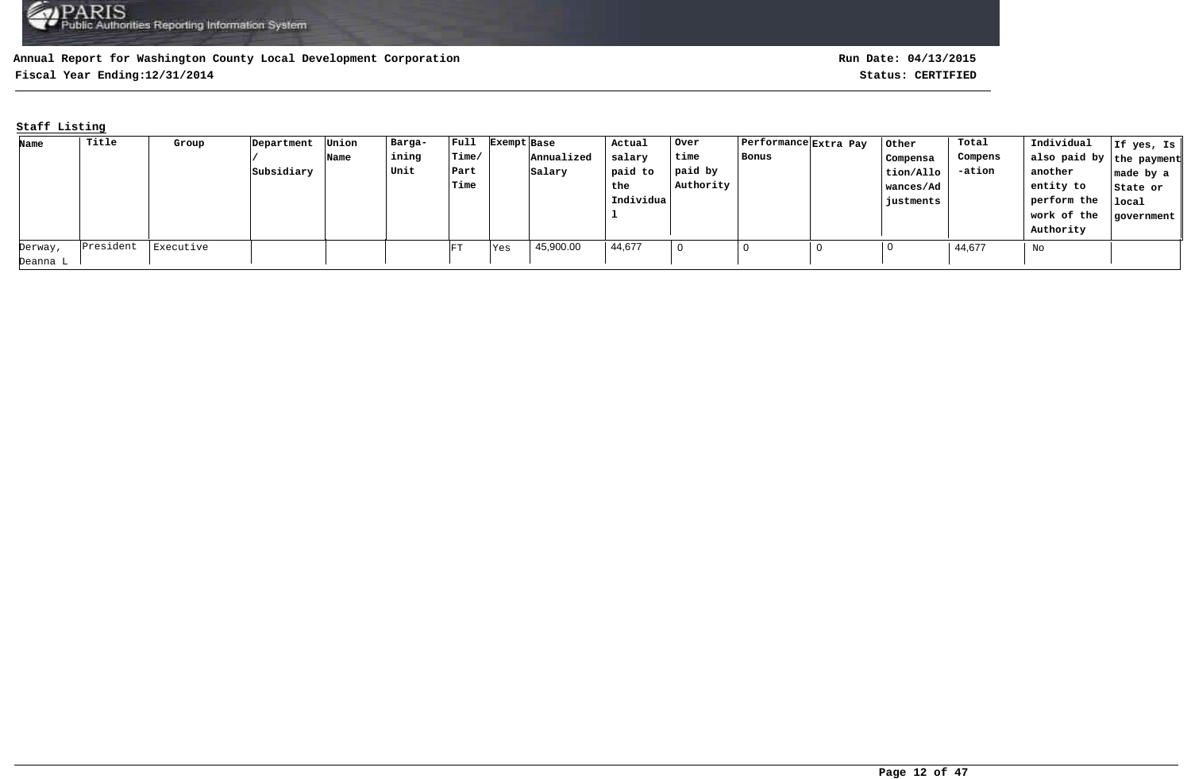**Annual Report for Washington County Local Development Corporation**

**Fiscal Year Ending:12/31/2014**

**Run Date: 04/13/2015**

**Status: CERTIFIED**

## Staff Listing

| Name | Title | Group | Department / Subsidiary | Union Name | Bargaining Unit | Full Time/ Part Time | Exempt | Base Annualized Salary | Actual salary paid to the Individual | Over time paid by Authority | Performance Bonus | Extra Pay | Other Compensation/Allowances/Adjustments | Total Compensation | Individual also paid by another entity to perform the work of the Authority | If yes, Is the payment made by a State or local government |
|---|---|---|---|---|---|---|---|---|---|---|---|---|---|---|---|---|
| Derway, Deanna L | President | Executive | | | | FT | Yes | 45,900.00 | 44,677 | 0 | 0 | 0 | 0 | 44,677 | No | |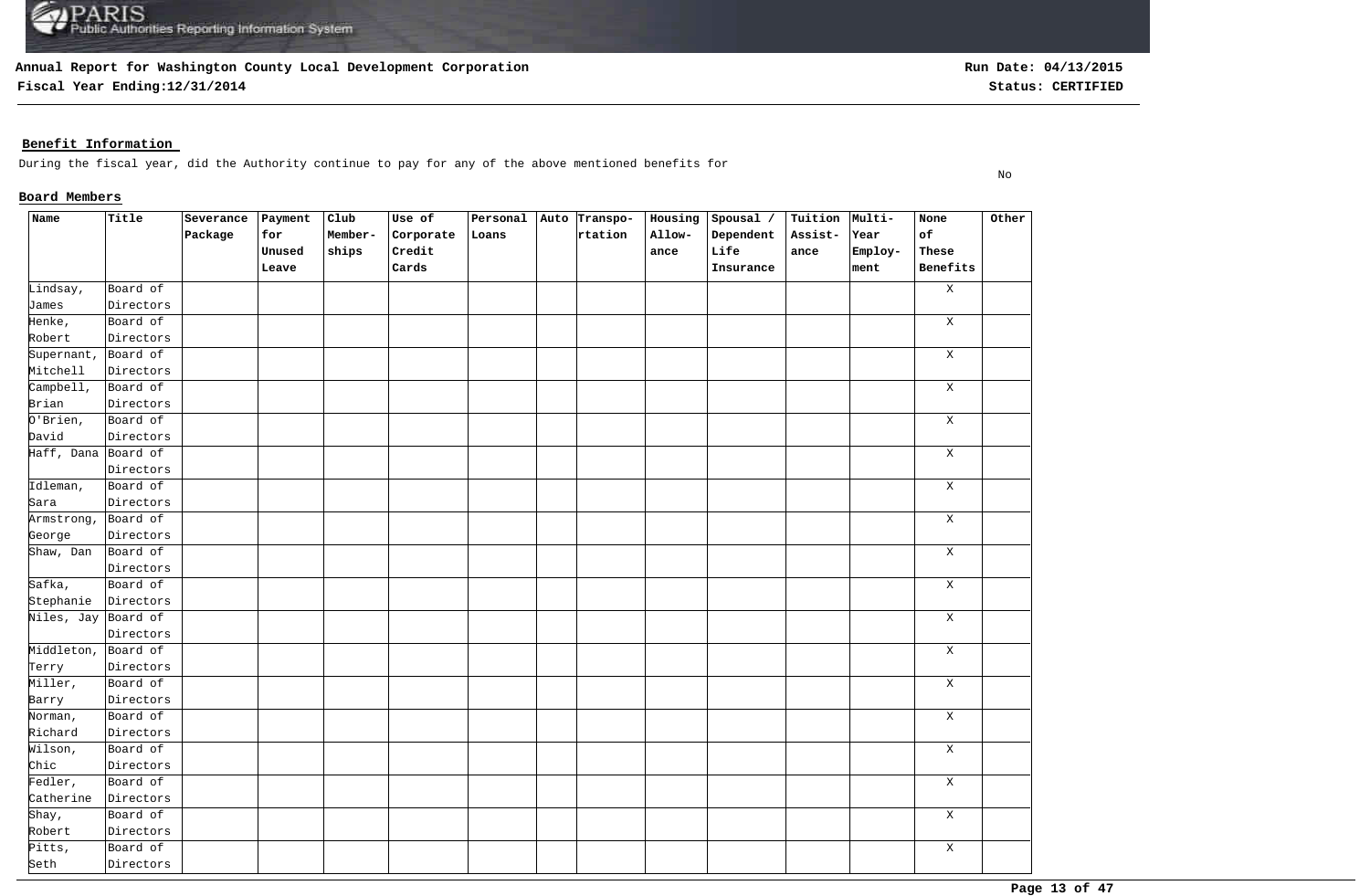**Annual Report for Washington County Local Development Corporation**
**Fiscal Year Ending:12/31/2014**

**Run Date: 04/13/2015**
**Status: CERTIFIED**

## Benefit Information

During the fiscal year, did the Authority continue to pay for any of the above mentioned benefits for

No

### Board Members

| Name | Title | Severance Package | Payment for Unused Leave | Club Member-ships | Use of Corporate Credit Cards | Personal Loans | Auto | Transpo-rtation | Housing Allow-ance | Spousal / Dependent Life Insurance | Tuition Assist-ance | Multi-Year Employ-ment | None of These Benefits | Other |
|---|---|---|---|---|---|---|---|---|---|---|---|---|---|---|
| Lindsay, James | Board of Directors | | | | | | | | | | | | X | |
| Henke, Robert | Board of Directors | | | | | | | | | | | | X | |
| Supernant, Mitchell | Board of Directors | | | | | | | | | | | | X | |
| Campbell, Brian | Board of Directors | | | | | | | | | | | | X | |
| O'Brien, David | Board of Directors | | | | | | | | | | | | X | |
| Haff, Dana | Board of Directors | | | | | | | | | | | | X | |
| Idleman, Sara | Board of Directors | | | | | | | | | | | | X | |
| Armstrong, George | Board of Directors | | | | | | | | | | | | X | |
| Shaw, Dan | Board of Directors | | | | | | | | | | | | X | |
| Safka, Stephanie | Board of Directors | | | | | | | | | | | | X | |
| Niles, Jay | Board of Directors | | | | | | | | | | | | X | |
| Middleton, Terry | Board of Directors | | | | | | | | | | | | X | |
| Miller, Barry | Board of Directors | | | | | | | | | | | | X | |
| Norman, Richard | Board of Directors | | | | | | | | | | | | X | |
| Wilson, Chic | Board of Directors | | | | | | | | | | | | X | |
| Fedler, Catherine | Board of Directors | | | | | | | | | | | | X | |
| Shay, Robert | Board of Directors | | | | | | | | | | | | X | |
| Pitts, Seth | Board of Directors | | | | | | | | | | | | X | |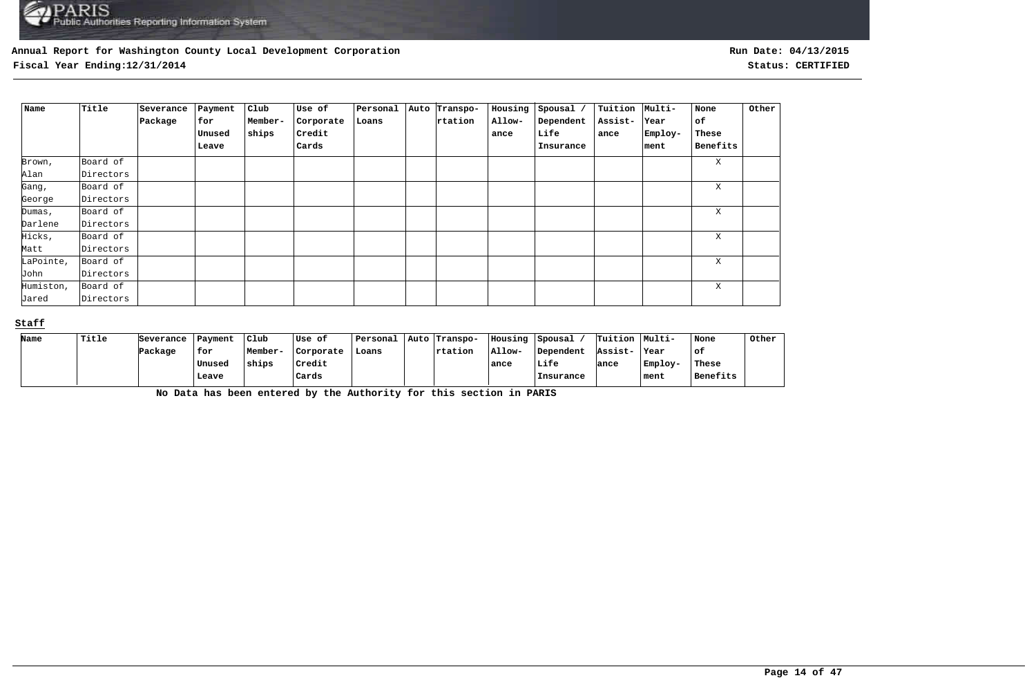**Annual Report for Washington County Local Development Corporation**

**Fiscal Year Ending:12/31/2014**

**Run Date: 04/13/2015**

**Status: CERTIFIED**

| Name | Title | Severance Package | Payment for Unused Leave | Club Member-ships | Use of Corporate Credit Cards | Personal Loans | Auto | Transpo-rtation | Housing Allow-ance | Spousal / Dependent Life Insurance | Tuition Assist-ance | Multi-Year Employ-ment | None of These Benefits | Other |
|---|---|---|---|---|---|---|---|---|---|---|---|---|---|---|
| Brown, Alan | Board of Directors | | | | | | | | | | | | X | |
| Gang, George | Board of Directors | | | | | | | | | | | | X | |
| Dumas, Darlene | Board of Directors | | | | | | | | | | | | X | |
| Hicks, Matt | Board of Directors | | | | | | | | | | | | X | |
| LaPointe, John | Board of Directors | | | | | | | | | | | | X | |
| Humiston, Jared | Board of Directors | | | | | | | | | | | | X | |

**Staff**

| Name | Title | Severance Package | Payment for Unused Leave | Club Member-ships | Use of Corporate Credit Cards | Personal Loans | Auto | Transpo-rtation | Housing Allow-ance | Spousal / Dependent Life Insurance | Tuition Assist-ance | Multi-Year Employ-ment | None of These Benefits | Other |
|---|---|---|---|---|---|---|---|---|---|---|---|---|---|---|

**No Data has been entered by the Authority for this section in PARIS**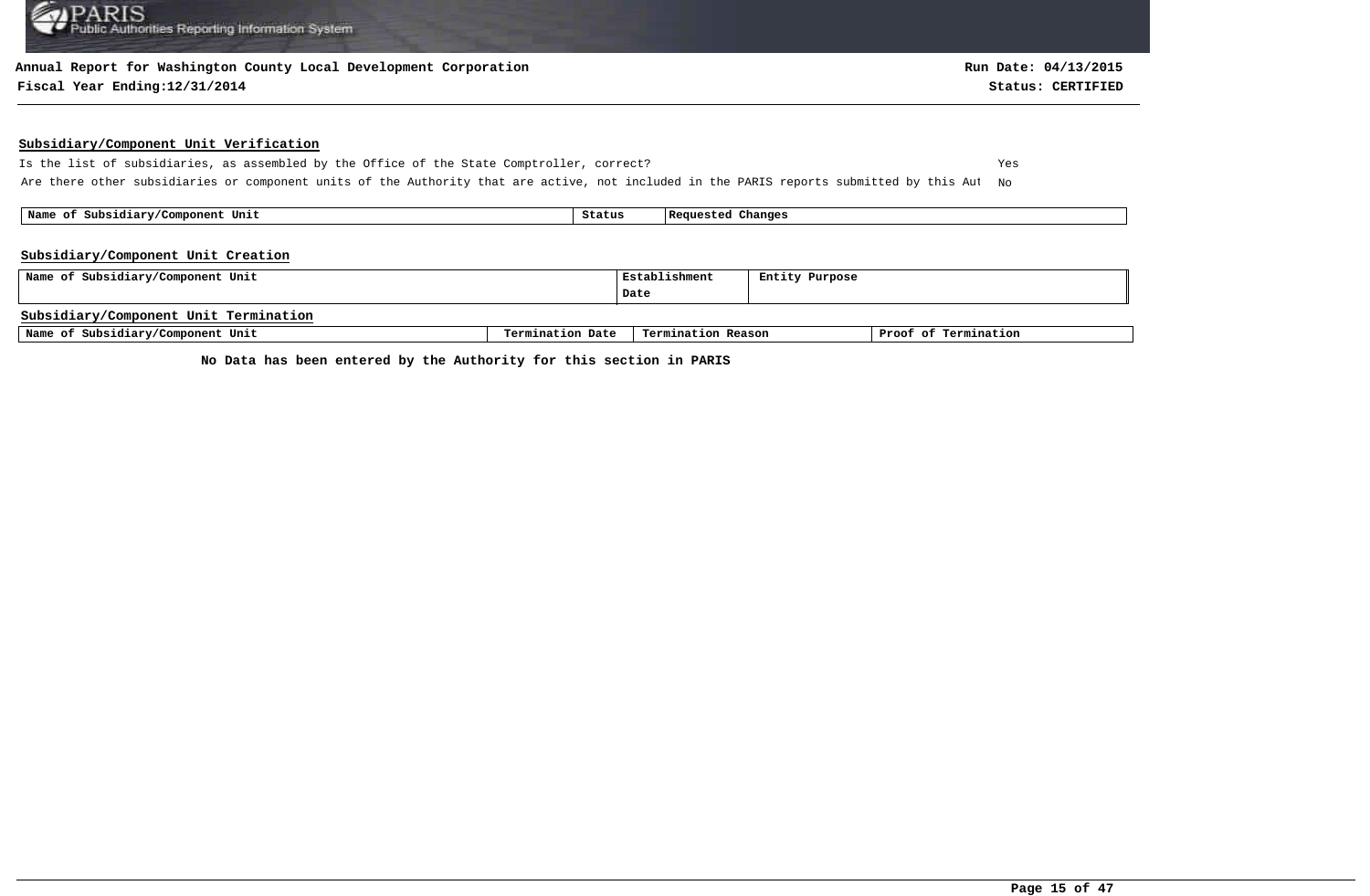**Annual Report for Washington County Local Development Corporation**
**Fiscal Year Ending:12/31/2014**

**Run Date: 04/13/2015**
**Status: CERTIFIED**

## Subsidiary/Component Unit Verification

Is the list of subsidiaries, as assembled by the Office of the State Comptroller, correct? Yes

Are there other subsidiaries or component units of the Authority that are active, not included in the PARIS reports submitted by this Aut No

| Name of Subsidiary/Component Unit | Status | Requested Changes |
| --- | --- | --- |

## Subsidiary/Component Unit Creation

| Name of Subsidiary/Component Unit | Establishment Date | Entity Purpose |
| --- | --- | --- |

## Subsidiary/Component Unit Termination

| Name of Subsidiary/Component Unit | Termination Date | Termination Reason | Proof of Termination |
| --- | --- | --- | --- |

**No Data has been entered by the Authority for this section in PARIS**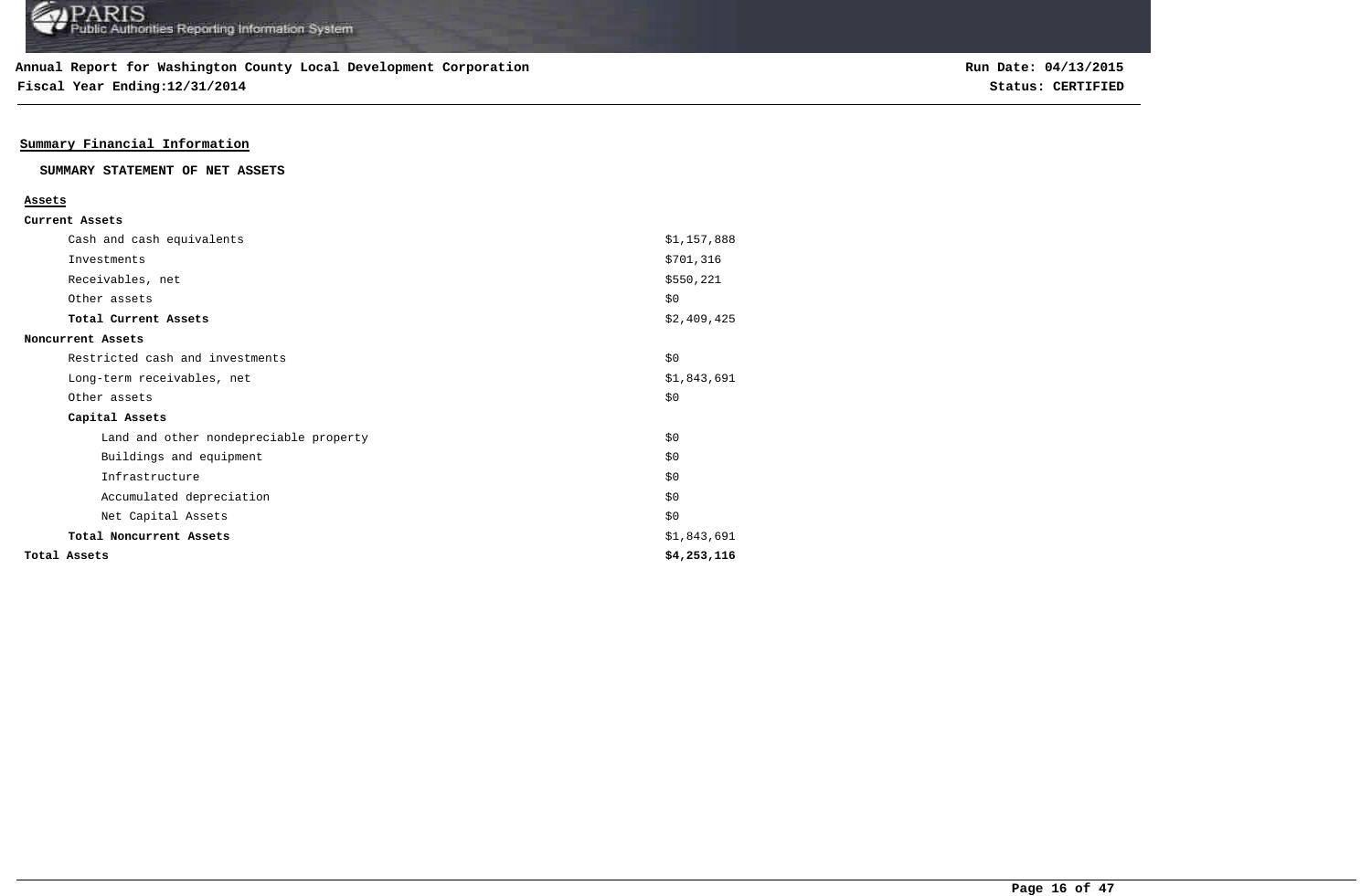**Annual Report for Washington County Local Development Corporation**
**Fiscal Year Ending:12/31/2014**

**Run Date: 04/13/2015**
**Status: CERTIFIED**

## Summary Financial Information

### SUMMARY STATEMENT OF NET ASSETS

| **Assets** | |
|---|---|
| **Current Assets** | |
| Cash and cash equivalents | $1,157,888 |
| Investments | $701,316 |
| Receivables, net | $550,221 |
| Other assets | $0 |
| **Total Current Assets** | $2,409,425 |
| **Noncurrent Assets** | |
| Restricted cash and investments | $0 |
| Long-term receivables, net | $1,843,691 |
| Other assets | $0 |
| **Capital Assets** | |
| Land and other nondepreciable property | $0 |
| Buildings and equipment | $0 |
| Infrastructure | $0 |
| Accumulated depreciation | $0 |
| Net Capital Assets | $0 |
| **Total Noncurrent Assets** | $1,843,691 |
| **Total Assets** | **$4,253,116** |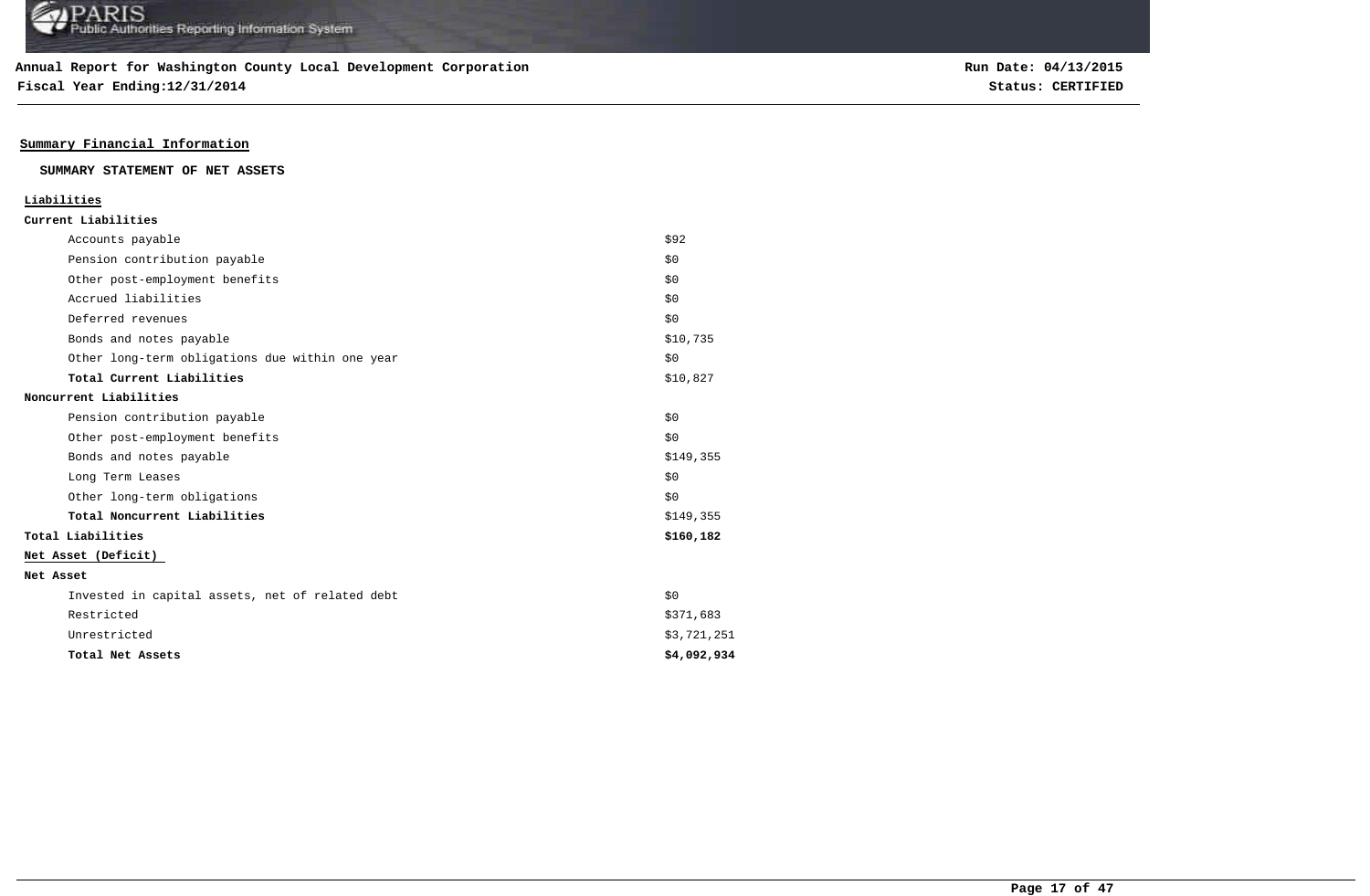**Annual Report for Washington County Local Development Corporation**
**Fiscal Year Ending:12/31/2014**

**Run Date: 04/13/2015**
**Status: CERTIFIED**

## Summary Financial Information

### SUMMARY STATEMENT OF NET ASSETS

| | |
|---|---|
| **Liabilities** | |
| **Current Liabilities** | |
| Accounts payable | $92 |
| Pension contribution payable | $0 |
| Other post-employment benefits | $0 |
| Accrued liabilities | $0 |
| Deferred revenues | $0 |
| Bonds and notes payable | $10,735 |
| Other long-term obligations due within one year | $0 |
| **Total Current Liabilities** | $10,827 |
| **Noncurrent Liabilities** | |
| Pension contribution payable | $0 |
| Other post-employment benefits | $0 |
| Bonds and notes payable | $149,355 |
| Long Term Leases | $0 |
| Other long-term obligations | $0 |
| **Total Noncurrent Liabilities** | $149,355 |
| **Total Liabilities** | **$160,182** |
| **Net Asset (Deficit)** | |
| **Net Asset** | |
| Invested in capital assets, net of related debt | $0 |
| Restricted | $371,683 |
| Unrestricted | $3,721,251 |
| **Total Net Assets** | **$4,092,934** |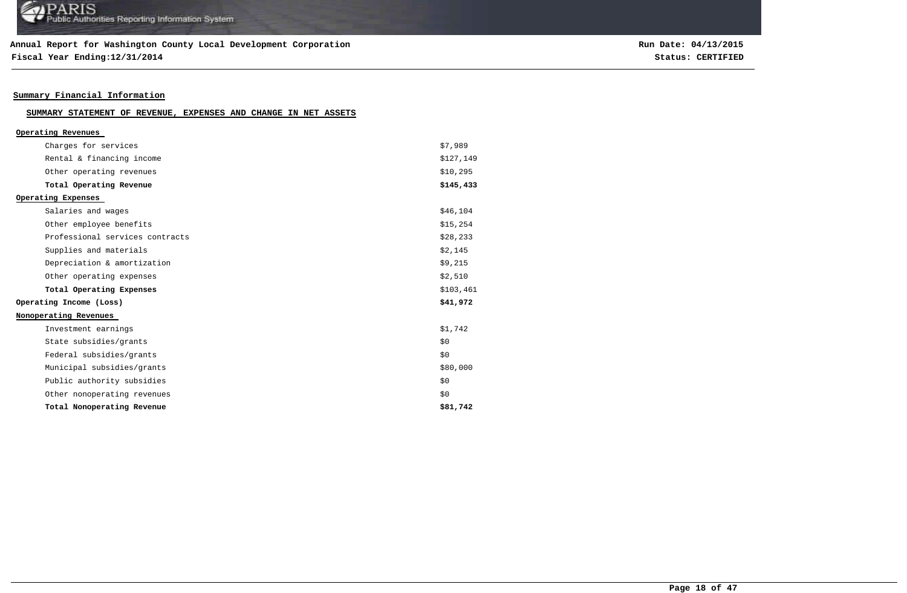**Annual Report for Washington County Local Development Corporation**
**Fiscal Year Ending:12/31/2014**

**Run Date: 04/13/2015**
**Status: CERTIFIED**

## Summary Financial Information

### SUMMARY STATEMENT OF REVENUE, EXPENSES AND CHANGE IN NET ASSETS

| | |
|---|---|
| **Operating Revenues** | |
| Charges for services | $7,989 |
| Rental & financing income | $127,149 |
| Other operating revenues | $10,295 |
| **Total Operating Revenue** | **$145,433** |
| **Operating Expenses** | |
| Salaries and wages | $46,104 |
| Other employee benefits | $15,254 |
| Professional services contracts | $28,233 |
| Supplies and materials | $2,145 |
| Depreciation & amortization | $9,215 |
| Other operating expenses | $2,510 |
| **Total Operating Expenses** | $103,461 |
| **Operating Income (Loss)** | **$41,972** |
| **Nonoperating Revenues** | |
| Investment earnings | $1,742 |
| State subsidies/grants | $0 |
| Federal subsidies/grants | $0 |
| Municipal subsidies/grants | $80,000 |
| Public authority subsidies | $0 |
| Other nonoperating revenues | $0 |
| **Total Nonoperating Revenue** | **$81,742** |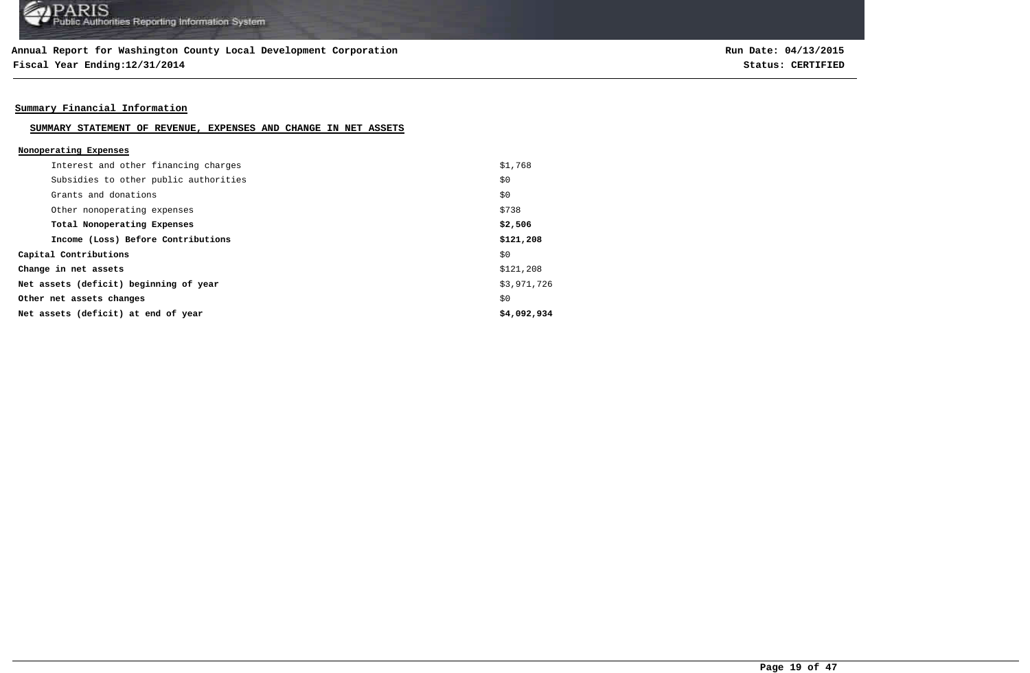**Annual Report for Washington County Local Development Corporation**
**Fiscal Year Ending:12/31/2014**

**Run Date: 04/13/2015**
**Status: CERTIFIED**

## Summary Financial Information

### SUMMARY STATEMENT OF REVENUE, EXPENSES AND CHANGE IN NET ASSETS

| | |
|---|---|
| **Nonoperating Expenses** | |
| Interest and other financing charges | $1,768 |
| Subsidies to other public authorities | $0 |
| Grants and donations | $0 |
| Other nonoperating expenses | $738 |
| **Total Nonoperating Expenses** | **$2,506** |
| **Income (Loss) Before Contributions** | **$121,208** |
| **Capital Contributions** | $0 |
| **Change in net assets** | $121,208 |
| **Net assets (deficit) beginning of year** | $3,971,726 |
| **Other net assets changes** | $0 |
| **Net assets (deficit) at end of year** | **$4,092,934** |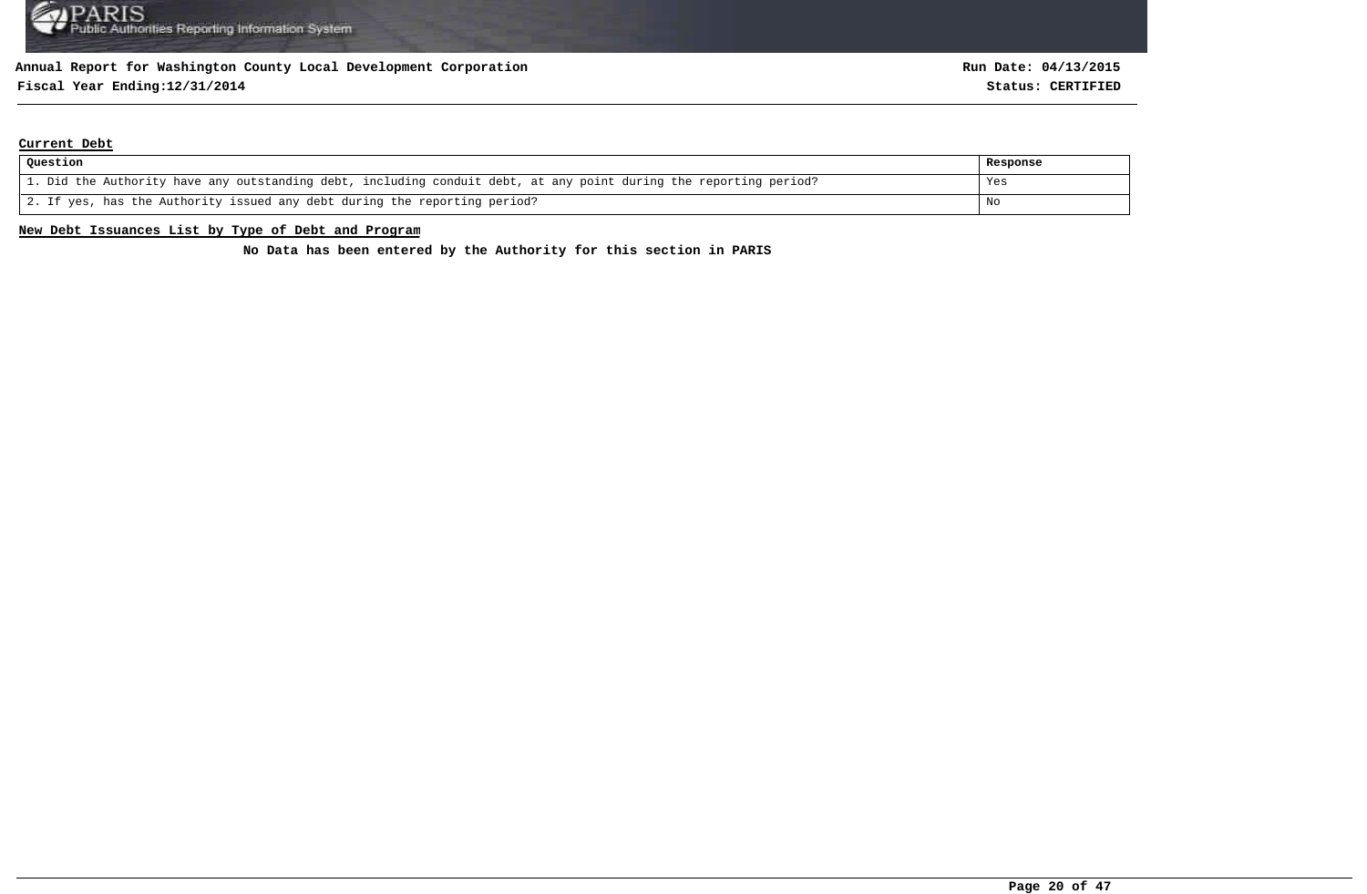## Current Debt

| Question | Response |
|---|---|
| 1. Did the Authority have any outstanding debt, including conduit debt, at any point during the reporting period? | Yes |
| 2. If yes, has the Authority issued any debt during the reporting period? | No |

## New Debt Issuances List by Type of Debt and Program

**No Data has been entered by the Authority for this section in PARIS**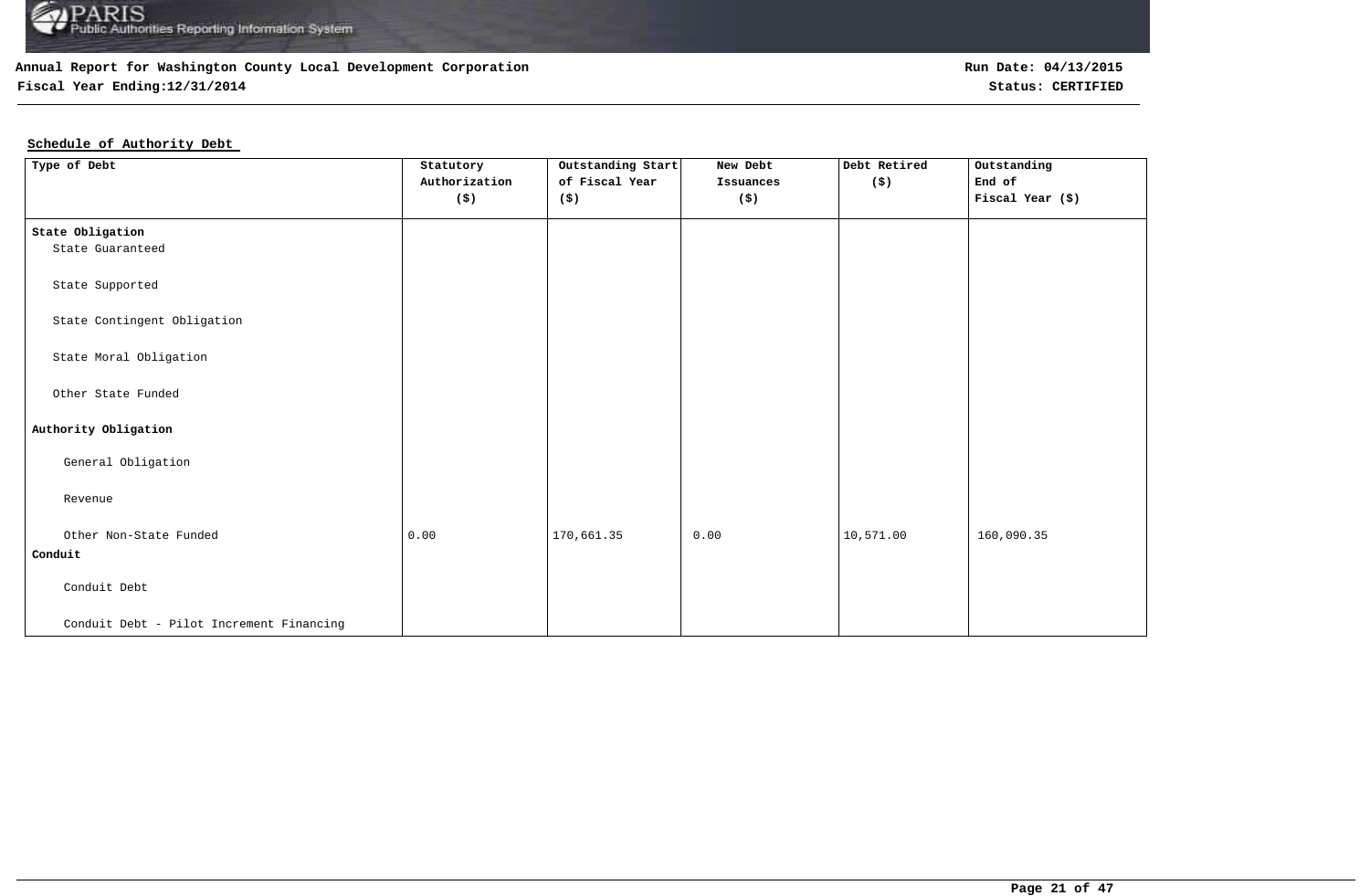**Annual Report for Washington County Local Development Corporation**

**Fiscal Year Ending:12/31/2014**

**Run Date: 04/13/2015**

**Status: CERTIFIED**

## Schedule of Authority Debt

| Type of Debt | Statutory Authorization ($) | Outstanding Start of Fiscal Year ($) | New Debt Issuances ($) | Debt Retired ($) | Outstanding End of Fiscal Year ($) |
|---|---|---|---|---|---|
| **State Obligation** | | | | | |
| State Guaranteed | | | | | |
| State Supported | | | | | |
| State Contingent Obligation | | | | | |
| State Moral Obligation | | | | | |
| Other State Funded | | | | | |
| **Authority Obligation** | | | | | |
| General Obligation | | | | | |
| Revenue | | | | | |
| Other Non-State Funded | 0.00 | 170,661.35 | 0.00 | 10,571.00 | 160,090.35 |
| **Conduit** | | | | | |
| Conduit Debt | | | | | |
| Conduit Debt - Pilot Increment Financing | | | | | |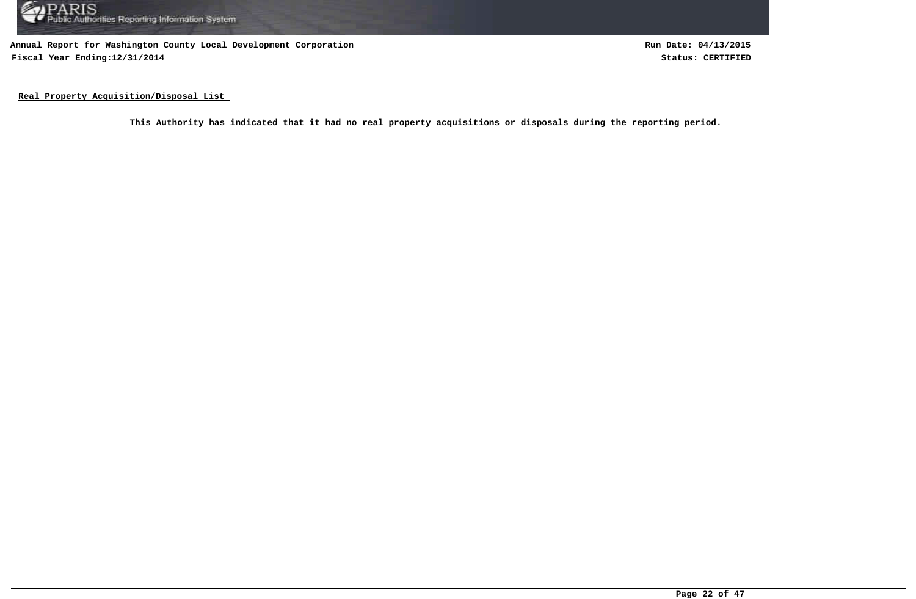## Real Property Acquisition/Disposal List

**This Authority has indicated that it had no real property acquisitions or disposals during the reporting period.**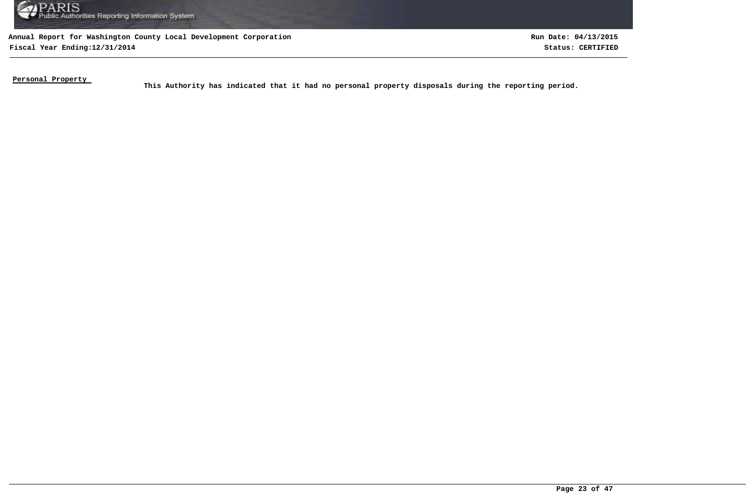**Personal Property**

**This Authority has indicated that it had no personal property disposals during the reporting period.**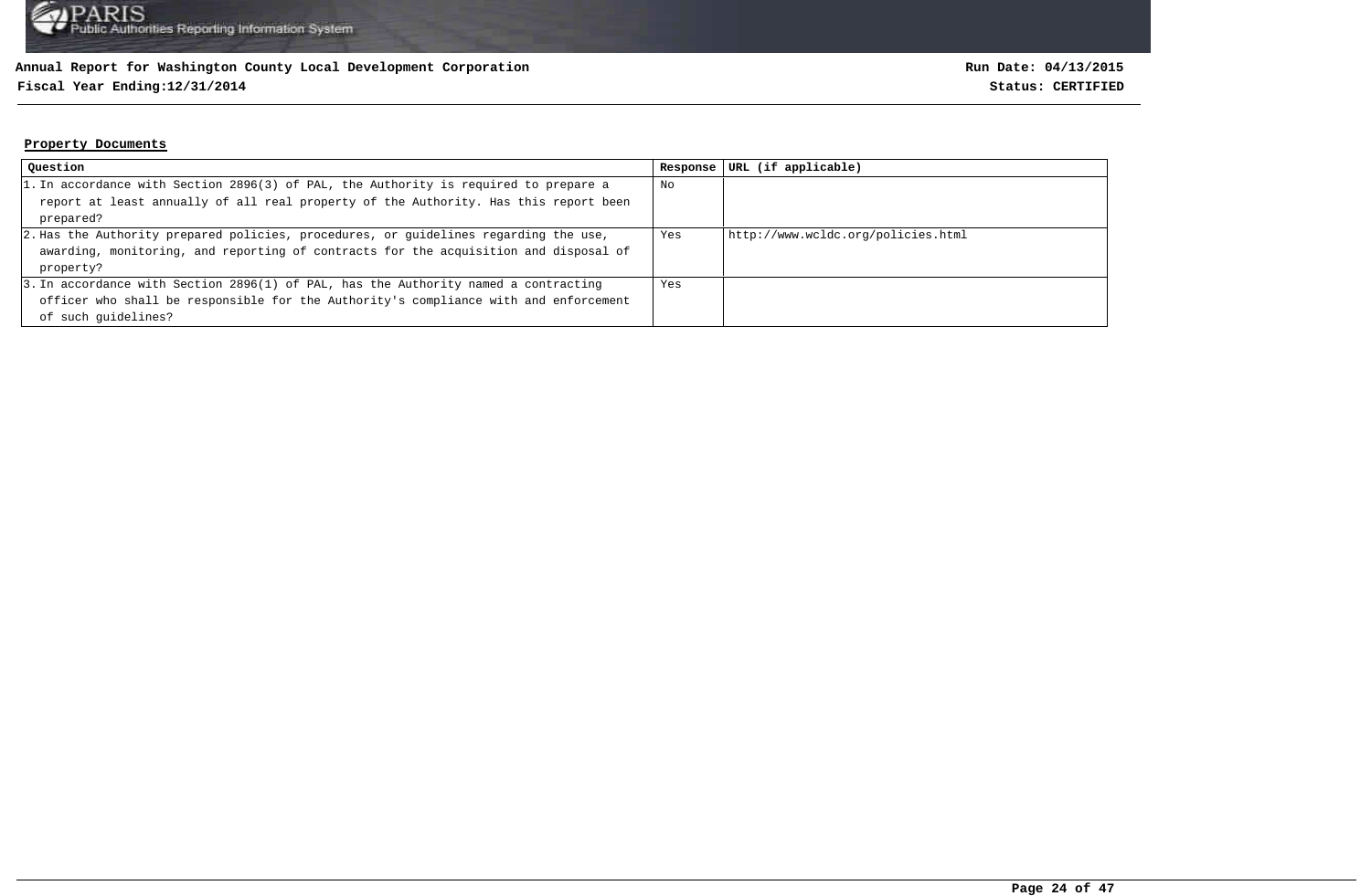**Annual Report for Washington County Local Development Corporation**

**Fiscal Year Ending:12/31/2014**

**Run Date: 04/13/2015**

**Status: CERTIFIED**

## Property Documents

| Question | Response | URL (if applicable) |
|---|---|---|
| 1. In accordance with Section 2896(3) of PAL, the Authority is required to prepare a report at least annually of all real property of the Authority. Has this report been prepared? | No | |
| 2. Has the Authority prepared policies, procedures, or guidelines regarding the use, awarding, monitoring, and reporting of contracts for the acquisition and disposal of property? | Yes | http://www.wcldc.org/policies.html |
| 3. In accordance with Section 2896(1) of PAL, has the Authority named a contracting officer who shall be responsible for the Authority's compliance with and enforcement of such guidelines? | Yes | |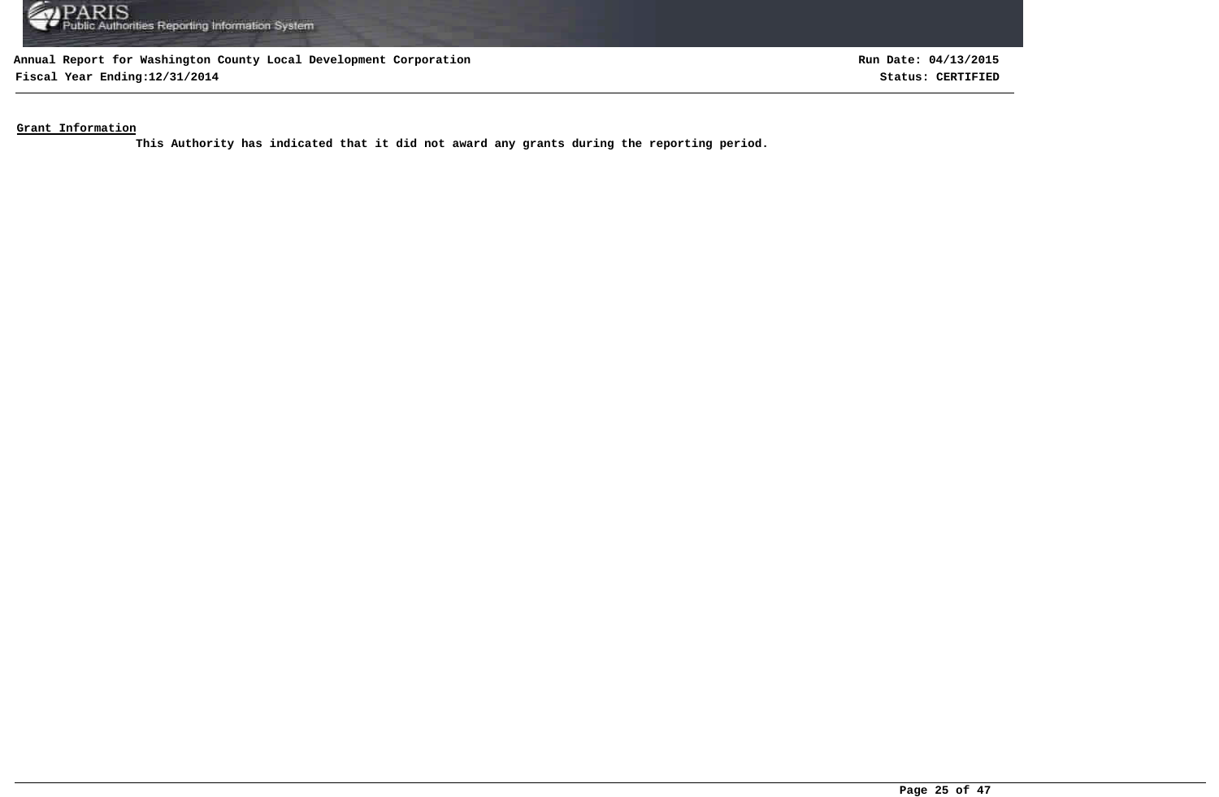**Grant Information**

This Authority has indicated that it did not award any grants during the reporting period.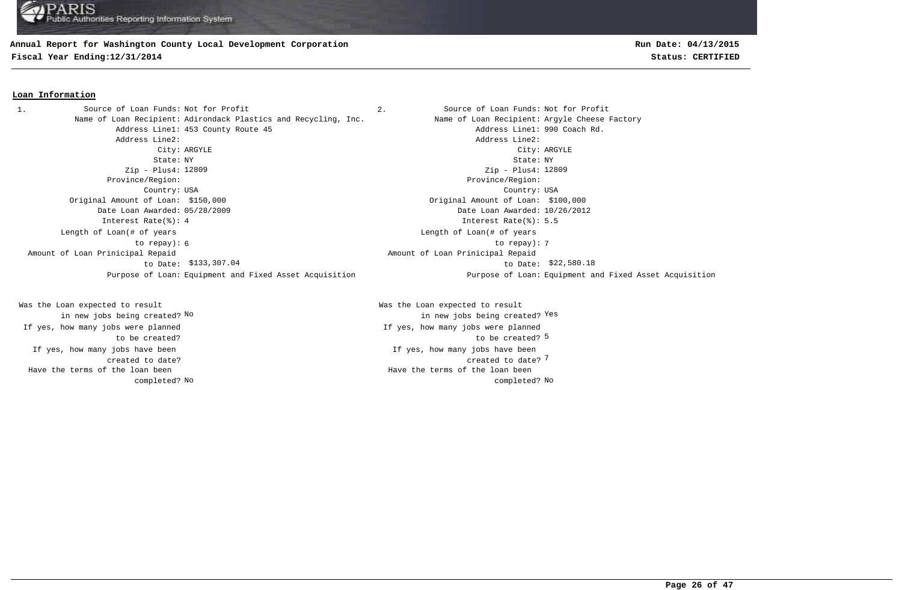**Annual Report for Washington County Local Development Corporation**
**Fiscal Year Ending:12/31/2014**

**Run Date: 04/13/2015**
**Status: CERTIFIED**

## Loan Information

**1.**

| Field | Value |
| --- | --- |
| Source of Loan Funds: | Not for Profit |
| Name of Loan Recipient: | Adirondack Plastics and Recycling, Inc. |
| Address Line1: | 453 County Route 45 |
| Address Line2: | |
| City: | ARGYLE |
| State: | NY |
| Zip - Plus4: | 12809 |
| Province/Region: | |
| Country: | USA |
| Original Amount of Loan: | $150,000 |
| Date Loan Awarded: | 05/28/2009 |
| Interest Rate(%): | 4 |
| Length of Loan(# of years to repay): | 6 |
| Amount of Loan Prinicipal Repaid to Date: | $133,307.04 |
| Purpose of Loan: | Equipment and Fixed Asset Acquisition |
| Was the Loan expected to result in new jobs being created? | No |
| If yes, how many jobs were planned to be created? | |
| If yes, how many jobs have been created to date? | |
| Have the terms of the loan been completed? | No |

**2.**

| Field | Value |
| --- | --- |
| Source of Loan Funds: | Not for Profit |
| Name of Loan Recipient: | Argyle Cheese Factory |
| Address Line1: | 990 Coach Rd. |
| Address Line2: | |
| City: | ARGYLE |
| State: | NY |
| Zip - Plus4: | 12809 |
| Province/Region: | |
| Country: | USA |
| Original Amount of Loan: | $100,000 |
| Date Loan Awarded: | 10/26/2012 |
| Interest Rate(%): | 5.5 |
| Length of Loan(# of years to repay): | 7 |
| Amount of Loan Prinicipal Repaid to Date: | $22,580.18 |
| Purpose of Loan: | Equipment and Fixed Asset Acquisition |
| Was the Loan expected to result in new jobs being created? | Yes |
| If yes, how many jobs were planned to be created? | 5 |
| If yes, how many jobs have been created to date? | 7 |
| Have the terms of the loan been completed? | No |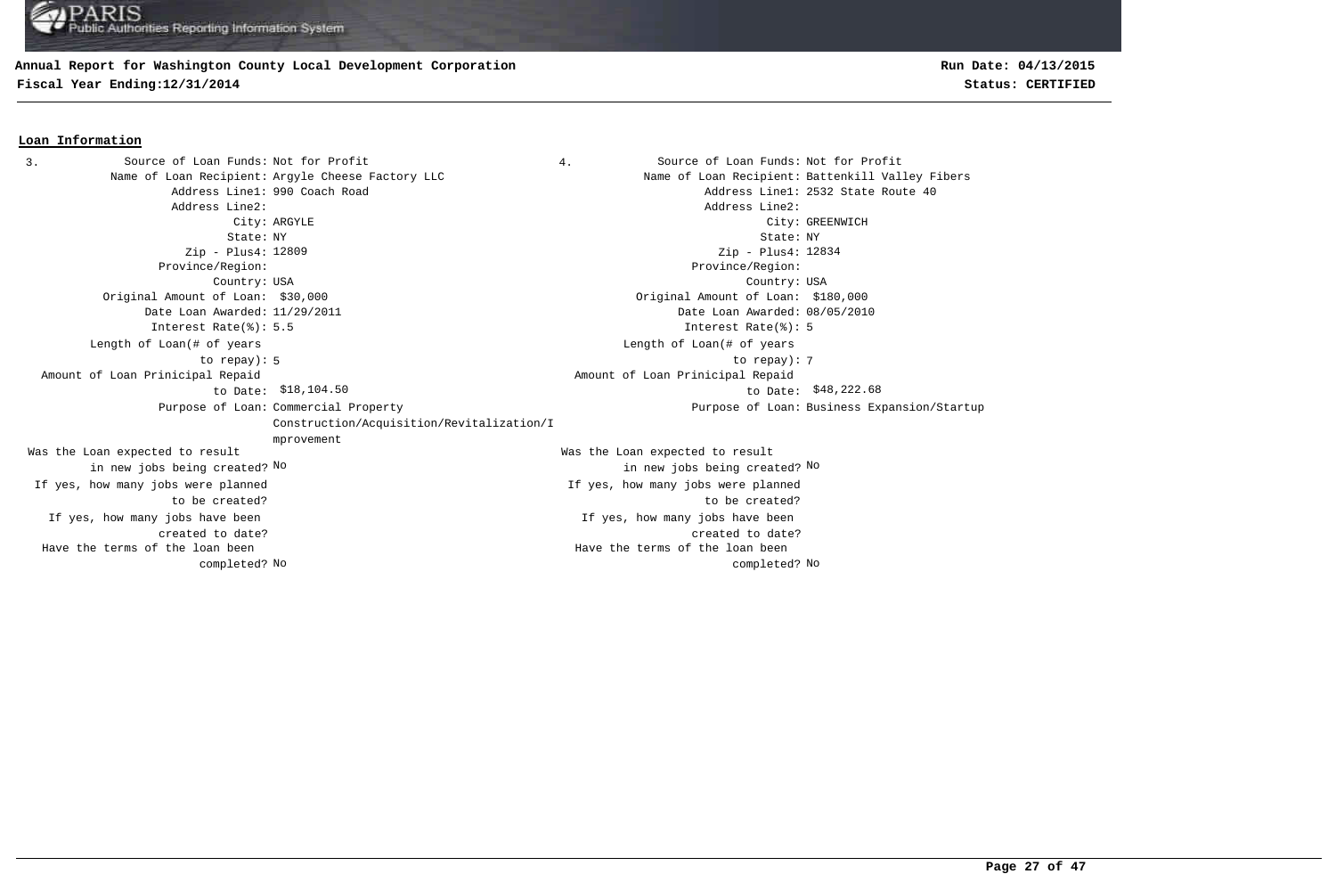**Annual Report for Washington County Local Development Corporation**

**Fiscal Year Ending:12/31/2014**

**Run Date: 04/13/2015**

**Status: CERTIFIED**

## Loan Information

**3.**

| Field | Value |
|---|---|
| Source of Loan Funds: | Not for Profit |
| Name of Loan Recipient: | Argyle Cheese Factory LLC |
| Address Line1: | 990 Coach Road |
| Address Line2: | |
| City: | ARGYLE |
| State: | NY |
| Zip - Plus4: | 12809 |
| Province/Region: | |
| Country: | USA |
| Original Amount of Loan: | $30,000 |
| Date Loan Awarded: | 11/29/2011 |
| Interest Rate(%): | 5.5 |
| Length of Loan(# of years to repay): | 5 |
| Amount of Loan Prinicipal Repaid to Date: | $18,104.50 |
| Purpose of Loan: | Commercial Property Construction/Acquisition/Revitalization/Improvement |
| Was the Loan expected to result in new jobs being created? | No |
| If yes, how many jobs were planned to be created? | |
| If yes, how many jobs have been created to date? | |
| Have the terms of the loan been completed? | No |

**4.**

| Field | Value |
|---|---|
| Source of Loan Funds: | Not for Profit |
| Name of Loan Recipient: | Battenkill Valley Fibers |
| Address Line1: | 2532 State Route 40 |
| Address Line2: | |
| City: | GREENWICH |
| State: | NY |
| Zip - Plus4: | 12834 |
| Province/Region: | |
| Country: | USA |
| Original Amount of Loan: | $180,000 |
| Date Loan Awarded: | 08/05/2010 |
| Interest Rate(%): | 5 |
| Length of Loan(# of years to repay): | 7 |
| Amount of Loan Prinicipal Repaid to Date: | $48,222.68 |
| Purpose of Loan: | Business Expansion/Startup |
| Was the Loan expected to result in new jobs being created? | No |
| If yes, how many jobs were planned to be created? | |
| If yes, how many jobs have been created to date? | |
| Have the terms of the loan been completed? | No |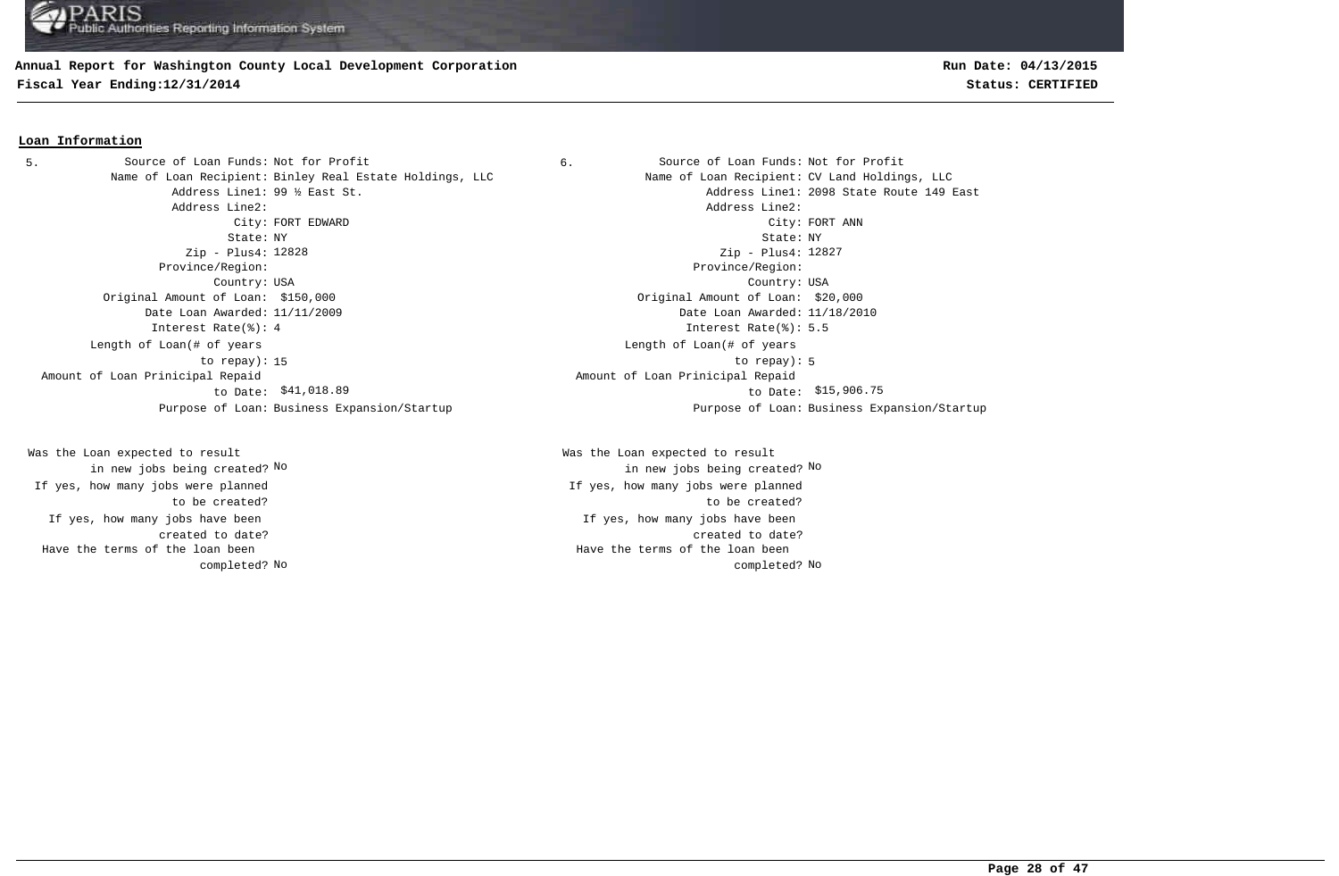**Annual Report for Washington County Local Development Corporation**

**Fiscal Year Ending:12/31/2014**

**Run Date: 04/13/2015**

**Status: CERTIFIED**

## Loan Information

5.

| Field | Value |
|---|---|
| Source of Loan Funds: | Not for Profit |
| Name of Loan Recipient: | Binley Real Estate Holdings, LLC |
| Address Line1: | 99 ½ East St. |
| Address Line2: | |
| City: | FORT EDWARD |
| State: | NY |
| Zip - Plus4: | 12828 |
| Province/Region: | |
| Country: | USA |
| Original Amount of Loan: | $150,000 |
| Date Loan Awarded: | 11/11/2009 |
| Interest Rate(%): | 4 |
| Length of Loan(# of years to repay): | 15 |
| Amount of Loan Prinicipal Repaid to Date: | $41,018.89 |
| Purpose of Loan: | Business Expansion/Startup |
| Was the Loan expected to result in new jobs being created? | No |
| If yes, how many jobs were planned to be created? | |
| If yes, how many jobs have been created to date? | |
| Have the terms of the loan been completed? | No |

6.

| Field | Value |
|---|---|
| Source of Loan Funds: | Not for Profit |
| Name of Loan Recipient: | CV Land Holdings, LLC |
| Address Line1: | 2098 State Route 149 East |
| Address Line2: | |
| City: | FORT ANN |
| State: | NY |
| Zip - Plus4: | 12827 |
| Province/Region: | |
| Country: | USA |
| Original Amount of Loan: | $20,000 |
| Date Loan Awarded: | 11/18/2010 |
| Interest Rate(%): | 5.5 |
| Length of Loan(# of years to repay): | 5 |
| Amount of Loan Prinicipal Repaid to Date: | $15,906.75 |
| Purpose of Loan: | Business Expansion/Startup |
| Was the Loan expected to result in new jobs being created? | No |
| If yes, how many jobs were planned to be created? | |
| If yes, how many jobs have been created to date? | |
| Have the terms of the loan been completed? | No |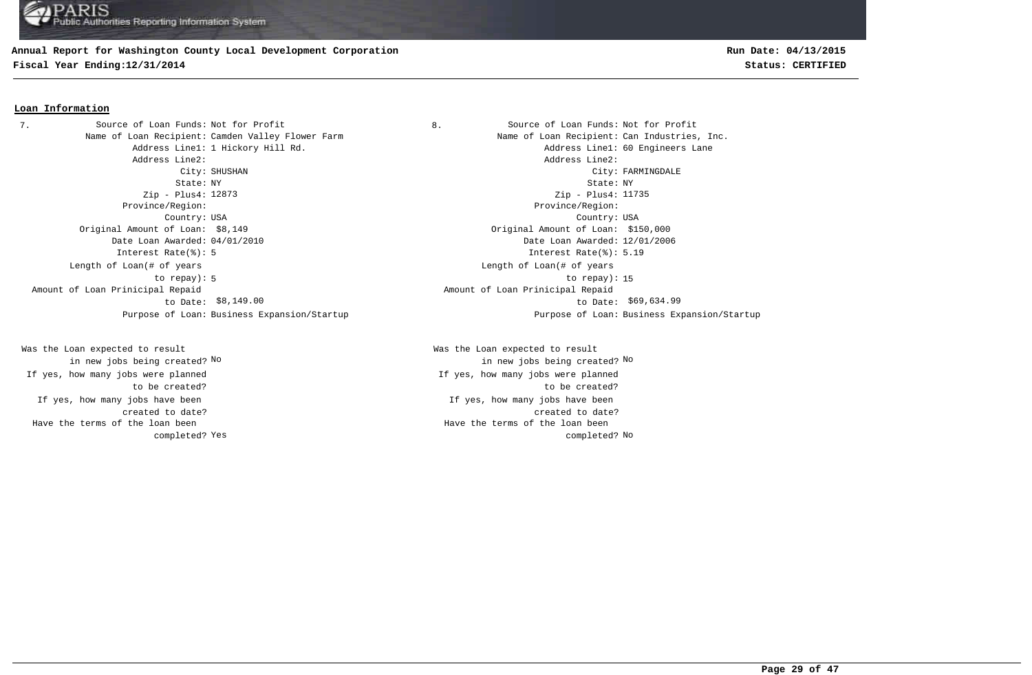## Loan Information

**7.**

| Field | Value |
|---|---|
| Source of Loan Funds: | Not for Profit |
| Name of Loan Recipient: | Camden Valley Flower Farm |
| Address Line1: | 1 Hickory Hill Rd. |
| Address Line2: | |
| City: | SHUSHAN |
| State: | NY |
| Zip - Plus4: | 12873 |
| Province/Region: | |
| Country: | USA |
| Original Amount of Loan: | $8,149 |
| Date Loan Awarded: | 04/01/2010 |
| Interest Rate(%): | 5 |
| Length of Loan(# of years to repay): | 5 |
| Amount of Loan Prinicipal Repaid to Date: | $8,149.00 |
| Purpose of Loan: | Business Expansion/Startup |
| Was the Loan expected to result in new jobs being created? | No |
| If yes, how many jobs were planned to be created? | |
| If yes, how many jobs have been created to date? | |
| Have the terms of the loan been completed? | Yes |

**8.**

| Field | Value |
|---|---|
| Source of Loan Funds: | Not for Profit |
| Name of Loan Recipient: | Can Industries, Inc. |
| Address Line1: | 60 Engineers Lane |
| Address Line2: | |
| City: | FARMINGDALE |
| State: | NY |
| Zip - Plus4: | 11735 |
| Province/Region: | |
| Country: | USA |
| Original Amount of Loan: | $150,000 |
| Date Loan Awarded: | 12/01/2006 |
| Interest Rate(%): | 5.19 |
| Length of Loan(# of years to repay): | 15 |
| Amount of Loan Prinicipal Repaid to Date: | $69,634.99 |
| Purpose of Loan: | Business Expansion/Startup |
| Was the Loan expected to result in new jobs being created? | No |
| If yes, how many jobs were planned to be created? | |
| If yes, how many jobs have been created to date? | |
| Have the terms of the loan been completed? | No |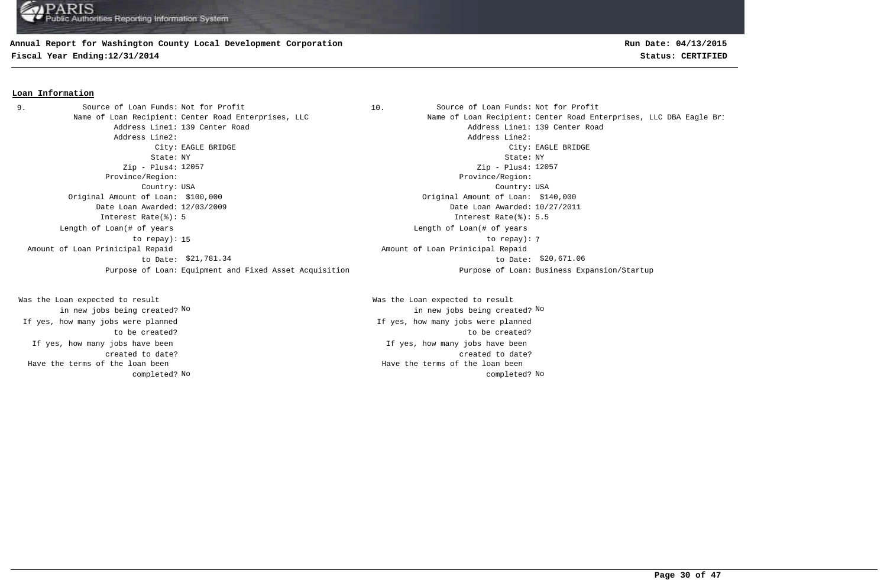**Annual Report for Washington County Local Development Corporation**

**Fiscal Year Ending:12/31/2014**

**Run Date: 04/13/2015**

**Status: CERTIFIED**

**Loan Information**

9.

| Field | Value |
|---|---|
| Source of Loan Funds: | Not for Profit |
| Name of Loan Recipient: | Center Road Enterprises, LLC |
| Address Line1: | 139 Center Road |
| Address Line2: | |
| City: | EAGLE BRIDGE |
| State: | NY |
| Zip - Plus4: | 12057 |
| Province/Region: | |
| Country: | USA |
| Original Amount of Loan: | $100,000 |
| Date Loan Awarded: | 12/03/2009 |
| Interest Rate(%): | 5 |
| Length of Loan(# of years to repay): | 15 |
| Amount of Loan Prinicipal Repaid to Date: | $21,781.34 |
| Purpose of Loan: | Equipment and Fixed Asset Acquisition |
| Was the Loan expected to result in new jobs being created? | No |
| If yes, how many jobs were planned to be created? | |
| If yes, how many jobs have been created to date? | |
| Have the terms of the loan been completed? | No |

10.

| Field | Value |
|---|---|
| Source of Loan Funds: | Not for Profit |
| Name of Loan Recipient: | Center Road Enterprises, LLC DBA Eagle Br: |
| Address Line1: | 139 Center Road |
| Address Line2: | |
| City: | EAGLE BRIDGE |
| State: | NY |
| Zip - Plus4: | 12057 |
| Province/Region: | |
| Country: | USA |
| Original Amount of Loan: | $140,000 |
| Date Loan Awarded: | 10/27/2011 |
| Interest Rate(%): | 5.5 |
| Length of Loan(# of years to repay): | 7 |
| Amount of Loan Prinicipal Repaid to Date: | $20,671.06 |
| Purpose of Loan: | Business Expansion/Startup |
| Was the Loan expected to result in new jobs being created? | No |
| If yes, how many jobs were planned to be created? | |
| If yes, how many jobs have been created to date? | |
| Have the terms of the loan been completed? | No |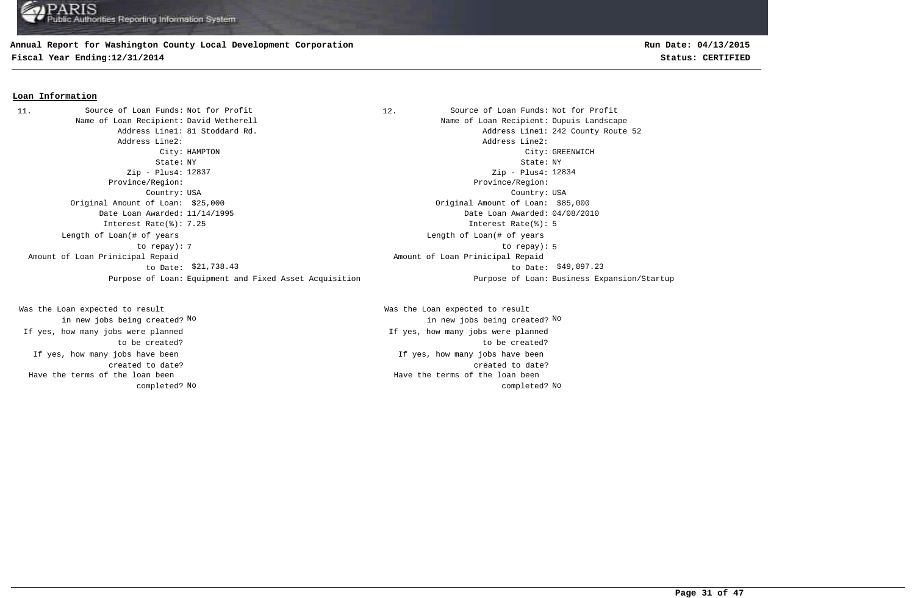**Annual Report for Washington County Local Development Corporation**
**Fiscal Year Ending:12/31/2014**

**Run Date: 04/13/2015**
**Status: CERTIFIED**

## Loan Information

**11.**

| Field | Value |
|---|---|
| Source of Loan Funds: | Not for Profit |
| Name of Loan Recipient: | David Wetherell |
| Address Line1: | 81 Stoddard Rd. |
| Address Line2: | |
| City: | HAMPTON |
| State: | NY |
| Zip - Plus4: | 12837 |
| Province/Region: | |
| Country: | USA |
| Original Amount of Loan: | $25,000 |
| Date Loan Awarded: | 11/14/1995 |
| Interest Rate(%): | 7.25 |
| Length of Loan(# of years to repay): | 7 |
| Amount of Loan Prinicipal Repaid to Date: | $21,738.43 |
| Purpose of Loan: | Equipment and Fixed Asset Acquisition |
| Was the Loan expected to result in new jobs being created? | No |
| If yes, how many jobs were planned to be created? | |
| If yes, how many jobs have been created to date? | |
| Have the terms of the loan been completed? | No |

**12.**

| Field | Value |
|---|---|
| Source of Loan Funds: | Not for Profit |
| Name of Loan Recipient: | Dupuis Landscape |
| Address Line1: | 242 County Route 52 |
| Address Line2: | |
| City: | GREENWICH |
| State: | NY |
| Zip - Plus4: | 12834 |
| Province/Region: | |
| Country: | USA |
| Original Amount of Loan: | $85,000 |
| Date Loan Awarded: | 04/08/2010 |
| Interest Rate(%): | 5 |
| Length of Loan(# of years to repay): | 5 |
| Amount of Loan Prinicipal Repaid to Date: | $49,897.23 |
| Purpose of Loan: | Business Expansion/Startup |
| Was the Loan expected to result in new jobs being created? | No |
| If yes, how many jobs were planned to be created? | |
| If yes, how many jobs have been created to date? | |
| Have the terms of the loan been completed? | No |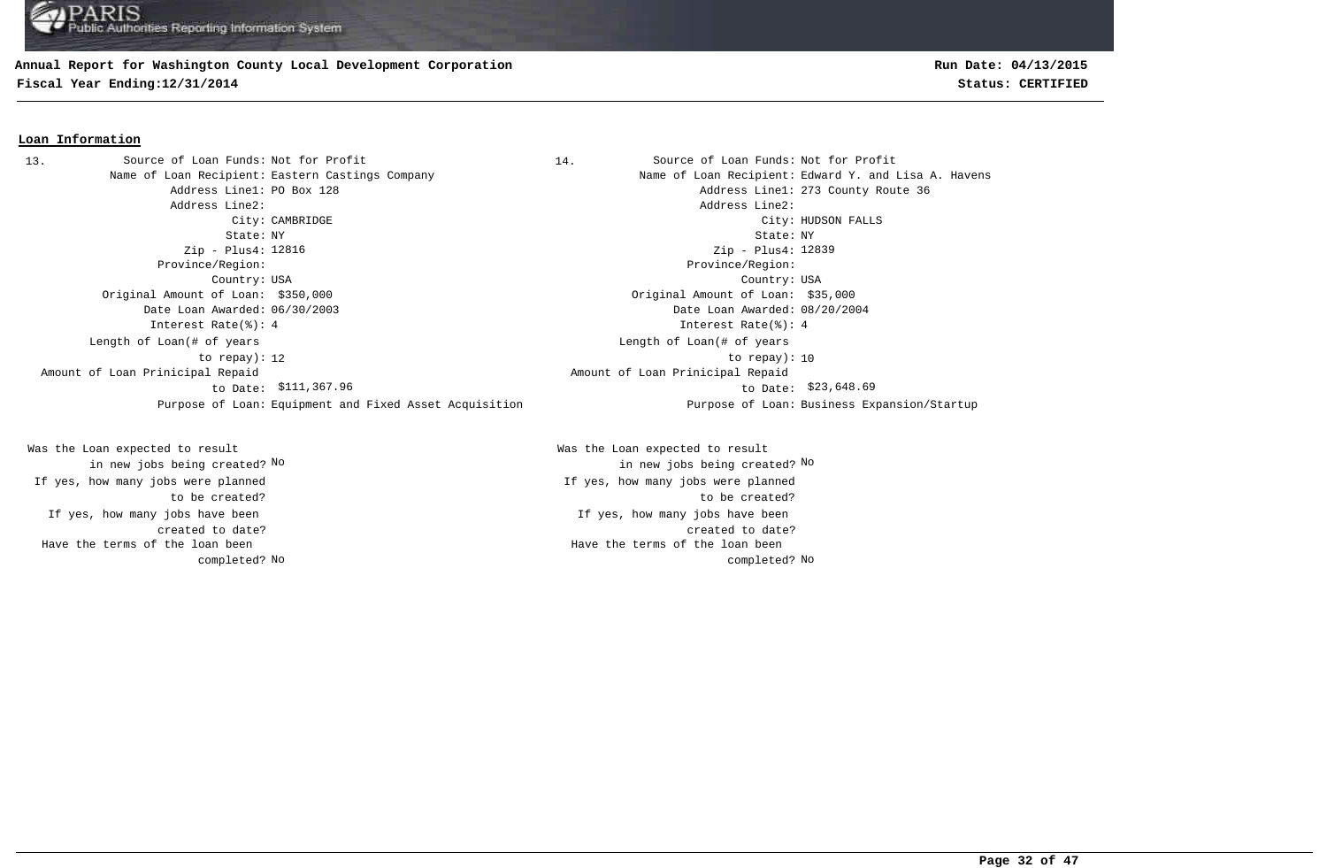## Loan Information

**13.**

| Field | Value |
|---|---|
| Source of Loan Funds: | Not for Profit |
| Name of Loan Recipient: | Eastern Castings Company |
| Address Line1: | PO Box 128 |
| Address Line2: | |
| City: | CAMBRIDGE |
| State: | NY |
| Zip - Plus4: | 12816 |
| Province/Region: | |
| Country: | USA |
| Original Amount of Loan: | $350,000 |
| Date Loan Awarded: | 06/30/2003 |
| Interest Rate(%): | 4 |
| Length of Loan(# of years to repay): | 12 |
| Amount of Loan Prinicipal Repaid to Date: | $111,367.96 |
| Purpose of Loan: | Equipment and Fixed Asset Acquisition |
| Was the Loan expected to result in new jobs being created? | No |
| If yes, how many jobs were planned to be created? | |
| If yes, how many jobs have been created to date? | |
| Have the terms of the loan been completed? | No |

**14.**

| Field | Value |
|---|---|
| Source of Loan Funds: | Not for Profit |
| Name of Loan Recipient: | Edward Y. and Lisa A. Havens |
| Address Line1: | 273 County Route 36 |
| Address Line2: | |
| City: | HUDSON FALLS |
| State: | NY |
| Zip - Plus4: | 12839 |
| Province/Region: | |
| Country: | USA |
| Original Amount of Loan: | $35,000 |
| Date Loan Awarded: | 08/20/2004 |
| Interest Rate(%): | 4 |
| Length of Loan(# of years to repay): | 10 |
| Amount of Loan Prinicipal Repaid to Date: | $23,648.69 |
| Purpose of Loan: | Business Expansion/Startup |
| Was the Loan expected to result in new jobs being created? | No |
| If yes, how many jobs were planned to be created? | |
| If yes, how many jobs have been created to date? | |
| Have the terms of the loan been completed? | No |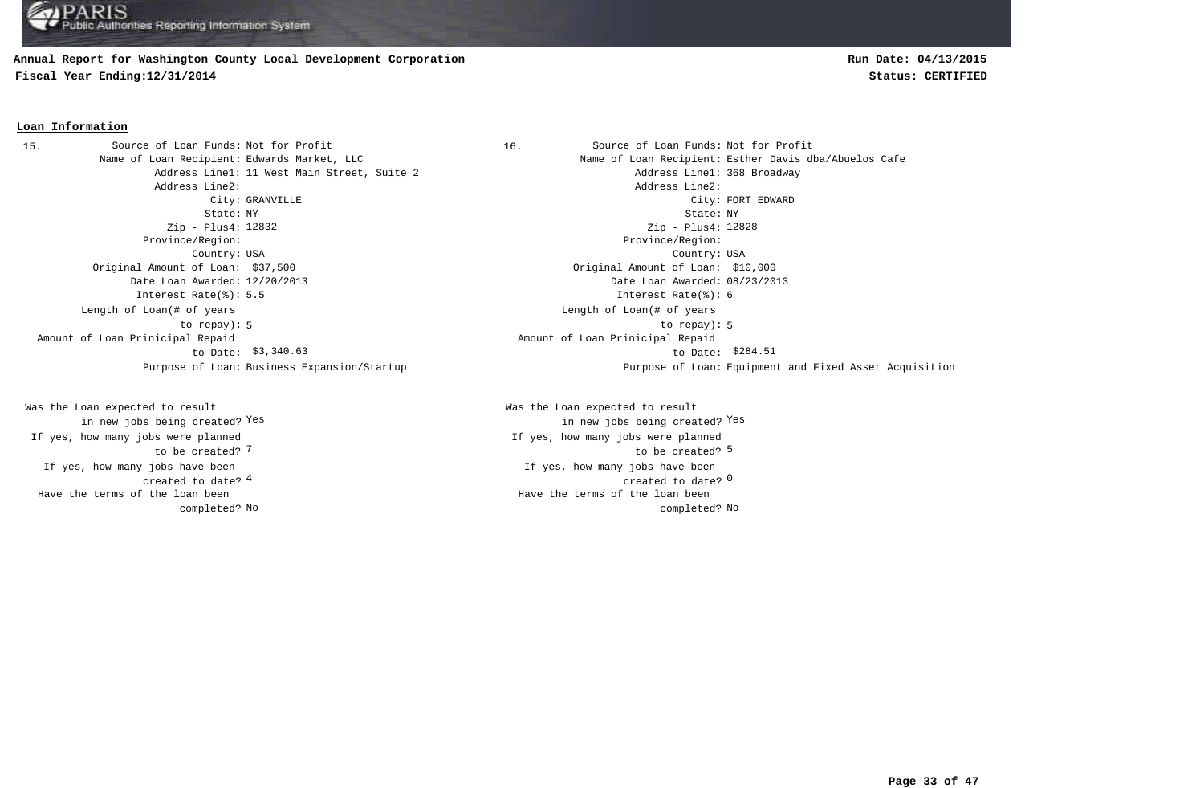## Loan Information

**15.**

Source of Loan Funds: Not for Profit
Name of Loan Recipient: Edwards Market, LLC
Address Line1: 11 West Main Street, Suite 2
Address Line2:
City: GRANVILLE
State: NY
Zip - Plus4: 12832
Province/Region:
Country: USA
Original Amount of Loan: $37,500
Date Loan Awarded: 12/20/2013
Interest Rate(%): 5.5
Length of Loan(# of years to repay): 5
Amount of Loan Prinicipal Repaid to Date: $3,340.63
Purpose of Loan: Business Expansion/Startup

Was the Loan expected to result in new jobs being created? Yes
If yes, how many jobs were planned to be created? 7
If yes, how many jobs have been created to date? 4
Have the terms of the loan been completed? No

**16.**

Source of Loan Funds: Not for Profit
Name of Loan Recipient: Esther Davis dba/Abuelos Cafe
Address Line1: 368 Broadway
Address Line2:
City: FORT EDWARD
State: NY
Zip - Plus4: 12828
Province/Region:
Country: USA
Original Amount of Loan: $10,000
Date Loan Awarded: 08/23/2013
Interest Rate(%): 6
Length of Loan(# of years to repay): 5
Amount of Loan Prinicipal Repaid to Date: $284.51
Purpose of Loan: Equipment and Fixed Asset Acquisition

Was the Loan expected to result in new jobs being created? Yes
If yes, how many jobs were planned to be created? 5
If yes, how many jobs have been created to date? 0
Have the terms of the loan been completed? No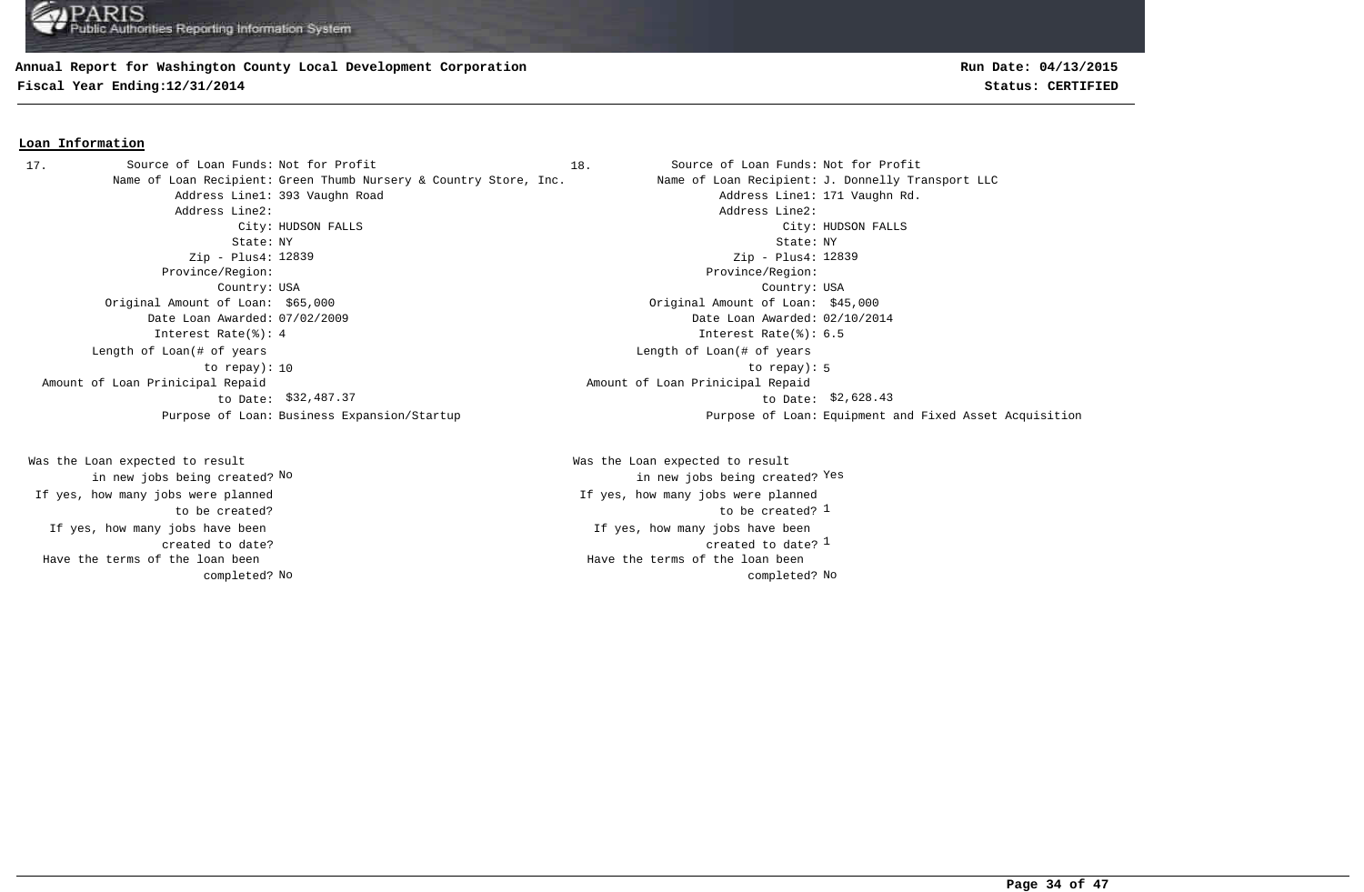**Annual Report for Washington County Local Development Corporation**
**Fiscal Year Ending:12/31/2014**

**Run Date: 04/13/2015**
**Status: CERTIFIED**

## Loan Information

**17.**

| Field | Value |
|---|---|
| Source of Loan Funds: | Not for Profit |
| Name of Loan Recipient: | Green Thumb Nursery & Country Store, Inc. |
| Address Line1: | 393 Vaughn Road |
| Address Line2: | |
| City: | HUDSON FALLS |
| State: | NY |
| Zip - Plus4: | 12839 |
| Province/Region: | |
| Country: | USA |
| Original Amount of Loan: | $65,000 |
| Date Loan Awarded: | 07/02/2009 |
| Interest Rate(%): | 4 |
| Length of Loan(# of years to repay): | 10 |
| Amount of Loan Prinicipal Repaid to Date: | $32,487.37 |
| Purpose of Loan: | Business Expansion/Startup |
| Was the Loan expected to result in new jobs being created? | No |
| If yes, how many jobs were planned to be created? | |
| If yes, how many jobs have been created to date? | |
| Have the terms of the loan been completed? | No |

**18.**

| Field | Value |
|---|---|
| Source of Loan Funds: | Not for Profit |
| Name of Loan Recipient: | J. Donnelly Transport LLC |
| Address Line1: | 171 Vaughn Rd. |
| Address Line2: | |
| City: | HUDSON FALLS |
| State: | NY |
| Zip - Plus4: | 12839 |
| Province/Region: | |
| Country: | USA |
| Original Amount of Loan: | $45,000 |
| Date Loan Awarded: | 02/10/2014 |
| Interest Rate(%): | 6.5 |
| Length of Loan(# of years to repay): | 5 |
| Amount of Loan Prinicipal Repaid to Date: | $2,628.43 |
| Purpose of Loan: | Equipment and Fixed Asset Acquisition |
| Was the Loan expected to result in new jobs being created? | Yes |
| If yes, how many jobs were planned to be created? | 1 |
| If yes, how many jobs have been created to date? | 1 |
| Have the terms of the loan been completed? | No |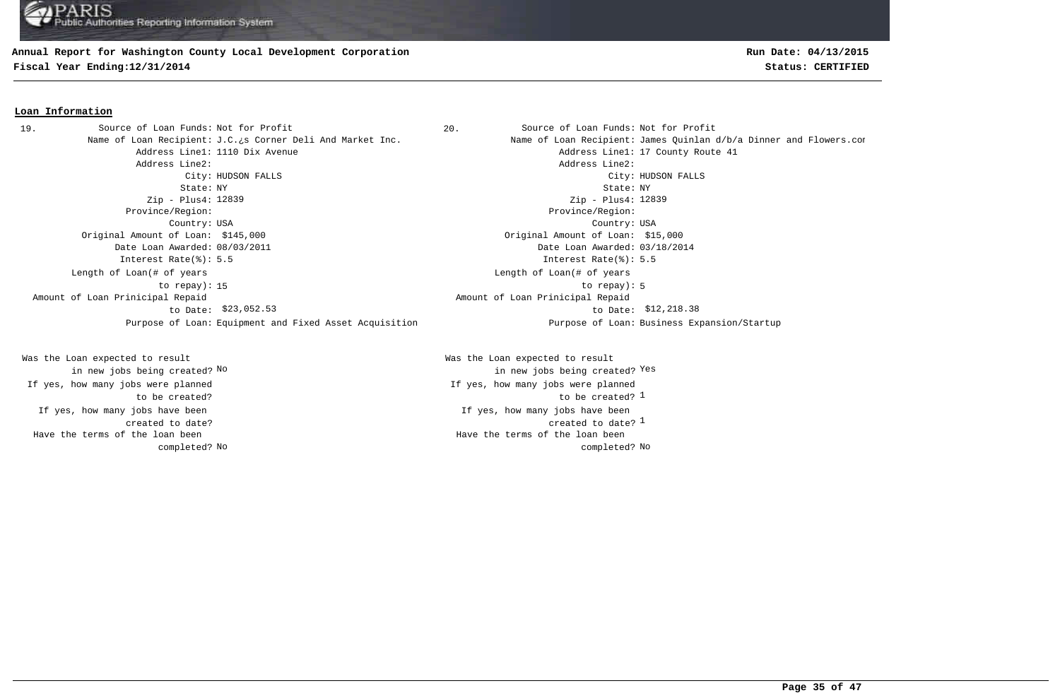**Annual Report for Washington County Local Development Corporation**
**Fiscal Year Ending:12/31/2014**

**Run Date: 04/13/2015**
**Status: CERTIFIED**

## Loan Information

**19.**

| Field | Value |
|---|---|
| Source of Loan Funds: | Not for Profit |
| Name of Loan Recipient: | J.C.¿s Corner Deli And Market Inc. |
| Address Line1: | 1110 Dix Avenue |
| Address Line2: | |
| City: | HUDSON FALLS |
| State: | NY |
| Zip - Plus4: | 12839 |
| Province/Region: | |
| Country: | USA |
| Original Amount of Loan: | $145,000 |
| Date Loan Awarded: | 08/03/2011 |
| Interest Rate(%): | 5.5 |
| Length of Loan(# of years to repay): | 15 |
| Amount of Loan Prinicipal Repaid to Date: | $23,052.53 |
| Purpose of Loan: | Equipment and Fixed Asset Acquisition |
| Was the Loan expected to result in new jobs being created? | No |
| If yes, how many jobs were planned to be created? | |
| If yes, how many jobs have been created to date? | |
| Have the terms of the loan been completed? | No |

**20.**

| Field | Value |
|---|---|
| Source of Loan Funds: | Not for Profit |
| Name of Loan Recipient: | James Quinlan d/b/a Dinner and Flowers.com |
| Address Line1: | 17 County Route 41 |
| Address Line2: | |
| City: | HUDSON FALLS |
| State: | NY |
| Zip - Plus4: | 12839 |
| Province/Region: | |
| Country: | USA |
| Original Amount of Loan: | $15,000 |
| Date Loan Awarded: | 03/18/2014 |
| Interest Rate(%): | 5.5 |
| Length of Loan(# of years to repay): | 5 |
| Amount of Loan Prinicipal Repaid to Date: | $12,218.38 |
| Purpose of Loan: | Business Expansion/Startup |
| Was the Loan expected to result in new jobs being created? | Yes |
| If yes, how many jobs were planned to be created? | 1 |
| If yes, how many jobs have been created to date? | 1 |
| Have the terms of the loan been completed? | No |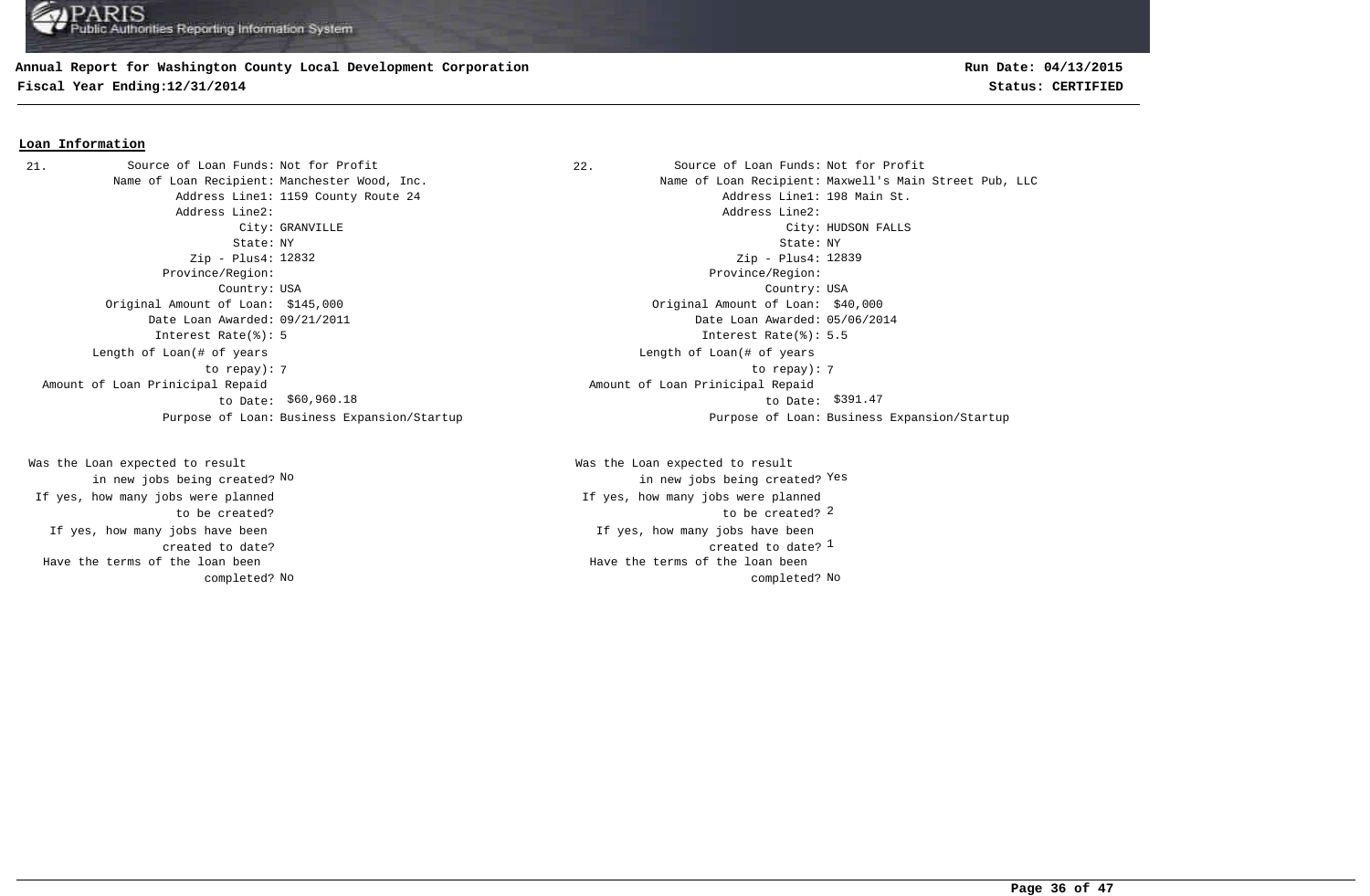**Annual Report for Washington County Local Development Corporation**

**Fiscal Year Ending:12/31/2014**

**Run Date: 04/13/2015**

**Status: CERTIFIED**

## Loan Information

**21.**

| Field | Value |
|---|---|
| Source of Loan Funds: | Not for Profit |
| Name of Loan Recipient: | Manchester Wood, Inc. |
| Address Line1: | 1159 County Route 24 |
| Address Line2: | |
| City: | GRANVILLE |
| State: | NY |
| Zip - Plus4: | 12832 |
| Province/Region: | |
| Country: | USA |
| Original Amount of Loan: | $145,000 |
| Date Loan Awarded: | 09/21/2011 |
| Interest Rate(%): | 5 |
| Length of Loan(# of years to repay): | 7 |
| Amount of Loan Prinicipal Repaid to Date: | $60,960.18 |
| Purpose of Loan: | Business Expansion/Startup |
| Was the Loan expected to result in new jobs being created? | No |
| If yes, how many jobs were planned to be created? | |
| If yes, how many jobs have been created to date? | |
| Have the terms of the loan been completed? | No |

**22.**

| Field | Value |
|---|---|
| Source of Loan Funds: | Not for Profit |
| Name of Loan Recipient: | Maxwell's Main Street Pub, LLC |
| Address Line1: | 198 Main St. |
| Address Line2: | |
| City: | HUDSON FALLS |
| State: | NY |
| Zip - Plus4: | 12839 |
| Province/Region: | |
| Country: | USA |
| Original Amount of Loan: | $40,000 |
| Date Loan Awarded: | 05/06/2014 |
| Interest Rate(%): | 5.5 |
| Length of Loan(# of years to repay): | 7 |
| Amount of Loan Prinicipal Repaid to Date: | $391.47 |
| Purpose of Loan: | Business Expansion/Startup |
| Was the Loan expected to result in new jobs being created? | Yes |
| If yes, how many jobs were planned to be created? | 2 |
| If yes, how many jobs have been created to date? | 1 |
| Have the terms of the loan been completed? | No |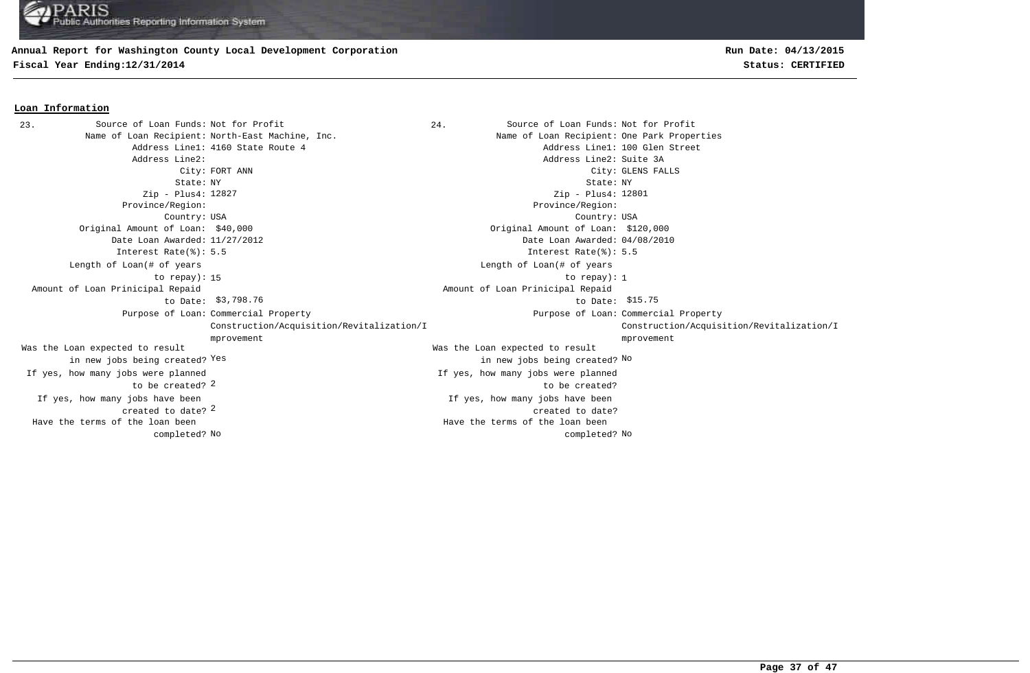**Annual Report for Washington County Local Development Corporation**
**Fiscal Year Ending:12/31/2014**

**Run Date: 04/13/2015**
**Status: CERTIFIED**

## Loan Information

**23.**

| Field | Value |
|---|---|
| Source of Loan Funds: | Not for Profit |
| Name of Loan Recipient: | North-East Machine, Inc. |
| Address Line1: | 4160 State Route 4 |
| Address Line2: | |
| City: | FORT ANN |
| State: | NY |
| Zip - Plus4: | 12827 |
| Province/Region: | |
| Country: | USA |
| Original Amount of Loan: | $40,000 |
| Date Loan Awarded: | 11/27/2012 |
| Interest Rate(%): | 5.5 |
| Length of Loan(# of years to repay): | 15 |
| Amount of Loan Prinicipal Repaid to Date: | $3,798.76 |
| Purpose of Loan: | Commercial Property Construction/Acquisition/Revitalization/Improvement |
| Was the Loan expected to result in new jobs being created? | Yes |
| If yes, how many jobs were planned to be created? | 2 |
| If yes, how many jobs have been created to date? | 2 |
| Have the terms of the loan been completed? | No |

**24.**

| Field | Value |
|---|---|
| Source of Loan Funds: | Not for Profit |
| Name of Loan Recipient: | One Park Properties |
| Address Line1: | 100 Glen Street |
| Address Line2: | Suite 3A |
| City: | GLENS FALLS |
| State: | NY |
| Zip - Plus4: | 12801 |
| Province/Region: | |
| Country: | USA |
| Original Amount of Loan: | $120,000 |
| Date Loan Awarded: | 04/08/2010 |
| Interest Rate(%): | 5.5 |
| Length of Loan(# of years to repay): | 1 |
| Amount of Loan Prinicipal Repaid to Date: | $15.75 |
| Purpose of Loan: | Commercial Property Construction/Acquisition/Revitalization/Improvement |
| Was the Loan expected to result in new jobs being created? | No |
| If yes, how many jobs were planned to be created? | |
| If yes, how many jobs have been created to date? | |
| Have the terms of the loan been completed? | No |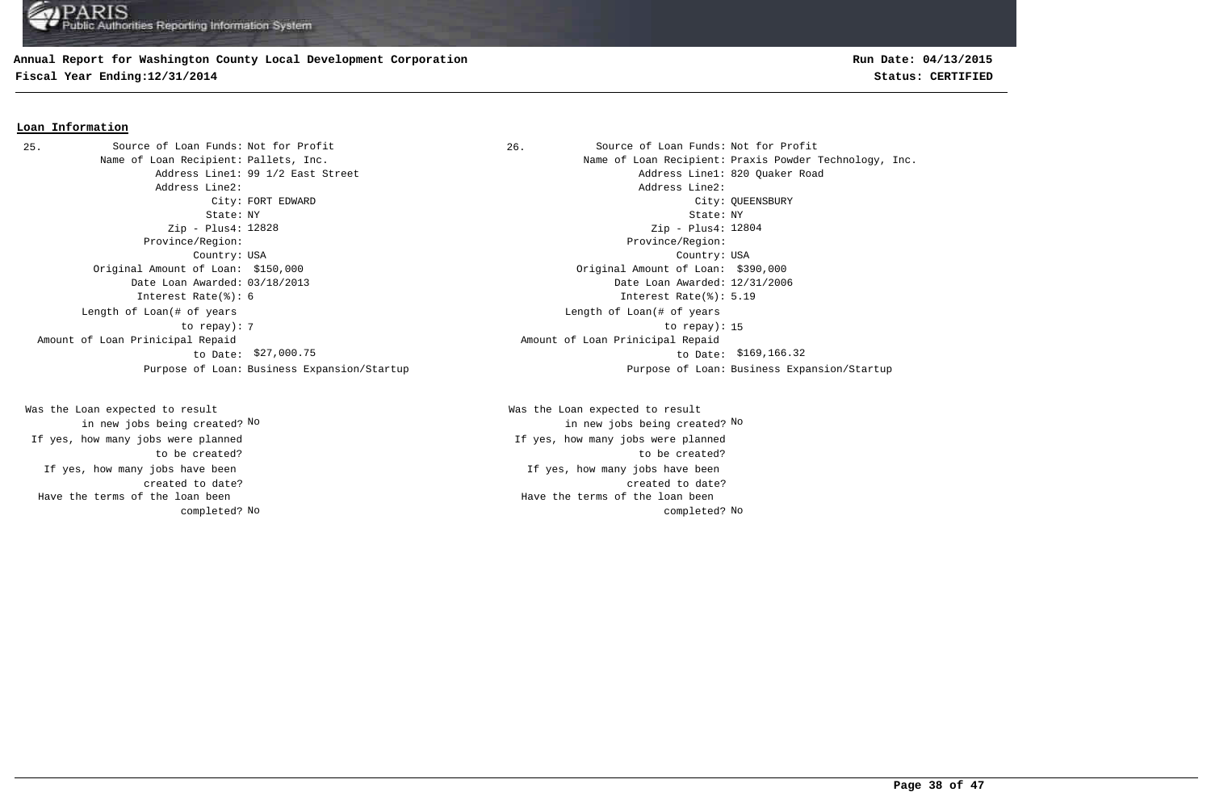**Annual Report for Washington County Local Development Corporation**
**Fiscal Year Ending:12/31/2014**

**Run Date: 04/13/2015**
**Status: CERTIFIED**

## Loan Information

25\.

| Field | Value |
|---|---|
| Source of Loan Funds: | Not for Profit |
| Name of Loan Recipient: | Pallets, Inc. |
| Address Line1: | 99 1/2 East Street |
| Address Line2: | |
| City: | FORT EDWARD |
| State: | NY |
| Zip - Plus4: | 12828 |
| Province/Region: | |
| Country: | USA |
| Original Amount of Loan: | $150,000 |
| Date Loan Awarded: | 03/18/2013 |
| Interest Rate(%): | 6 |
| Length of Loan(# of years to repay): | 7 |
| Amount of Loan Prinicipal Repaid to Date: | $27,000.75 |
| Purpose of Loan: | Business Expansion/Startup |
| Was the Loan expected to result in new jobs being created? | No |
| If yes, how many jobs were planned to be created? | |
| If yes, how many jobs have been created to date? | |
| Have the terms of the loan been completed? | No |

26\.

| Field | Value |
|---|---|
| Source of Loan Funds: | Not for Profit |
| Name of Loan Recipient: | Praxis Powder Technology, Inc. |
| Address Line1: | 820 Quaker Road |
| Address Line2: | |
| City: | QUEENSBURY |
| State: | NY |
| Zip - Plus4: | 12804 |
| Province/Region: | |
| Country: | USA |
| Original Amount of Loan: | $390,000 |
| Date Loan Awarded: | 12/31/2006 |
| Interest Rate(%): | 5.19 |
| Length of Loan(# of years to repay): | 15 |
| Amount of Loan Prinicipal Repaid to Date: | $169,166.32 |
| Purpose of Loan: | Business Expansion/Startup |
| Was the Loan expected to result in new jobs being created? | No |
| If yes, how many jobs were planned to be created? | |
| If yes, how many jobs have been created to date? | |
| Have the terms of the loan been completed? | No |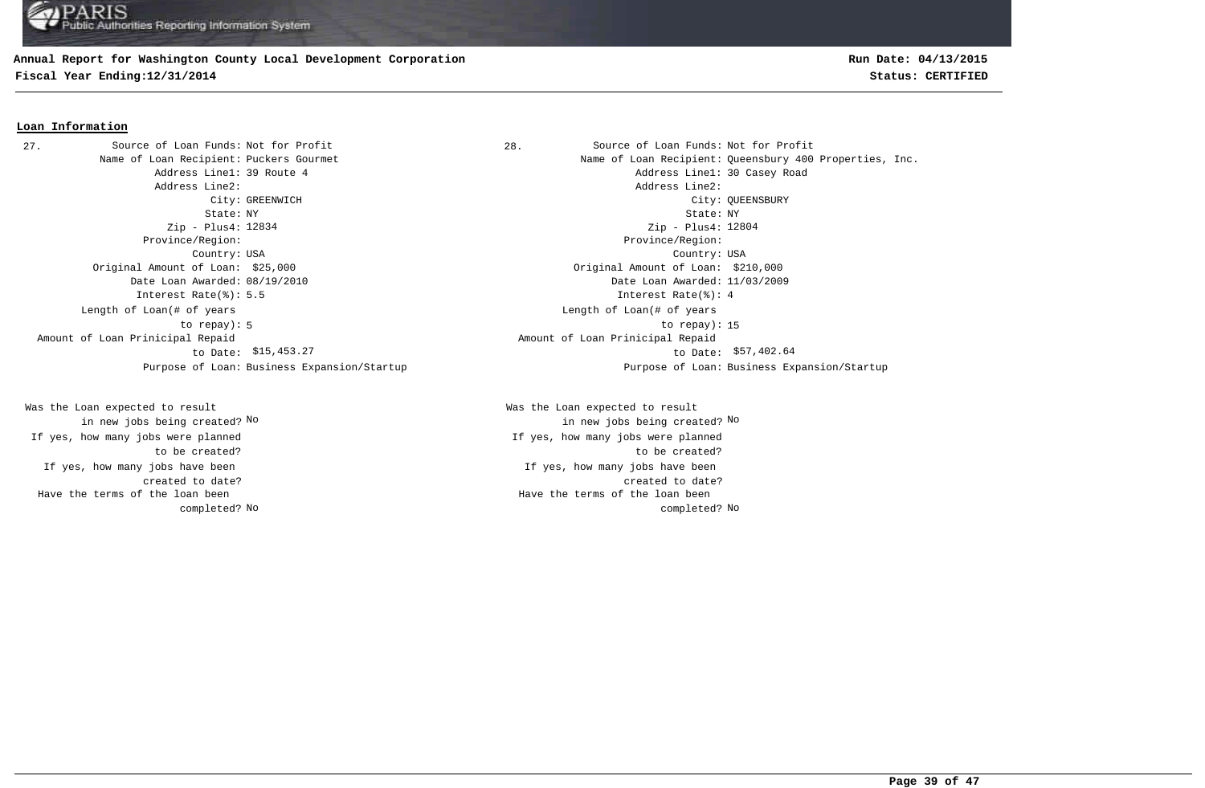**Annual Report for Washington County Local Development Corporation**
**Fiscal Year Ending:12/31/2014**

**Run Date: 04/13/2015**
**Status: CERTIFIED**

## Loan Information

27.

Source of Loan Funds: Not for Profit
Name of Loan Recipient: Puckers Gourmet
Address Line1: 39 Route 4
Address Line2:
City: GREENWICH
State: NY
Zip - Plus4: 12834
Province/Region:
Country: USA
Original Amount of Loan: $25,000
Date Loan Awarded: 08/19/2010
Interest Rate(%): 5.5
Length of Loan(# of years to repay): 5
Amount of Loan Prinicipal Repaid to Date: $15,453.27
Purpose of Loan: Business Expansion/Startup

Was the Loan expected to result in new jobs being created? No
If yes, how many jobs were planned to be created?
If yes, how many jobs have been created to date?
Have the terms of the loan been completed? No

28.

Source of Loan Funds: Not for Profit
Name of Loan Recipient: Queensbury 400 Properties, Inc.
Address Line1: 30 Casey Road
Address Line2:
City: QUEENSBURY
State: NY
Zip - Plus4: 12804
Province/Region:
Country: USA
Original Amount of Loan: $210,000
Date Loan Awarded: 11/03/2009
Interest Rate(%): 4
Length of Loan(# of years to repay): 15
Amount of Loan Prinicipal Repaid to Date: $57,402.64
Purpose of Loan: Business Expansion/Startup

Was the Loan expected to result in new jobs being created? No
If yes, how many jobs were planned to be created?
If yes, how many jobs have been created to date?
Have the terms of the loan been completed? No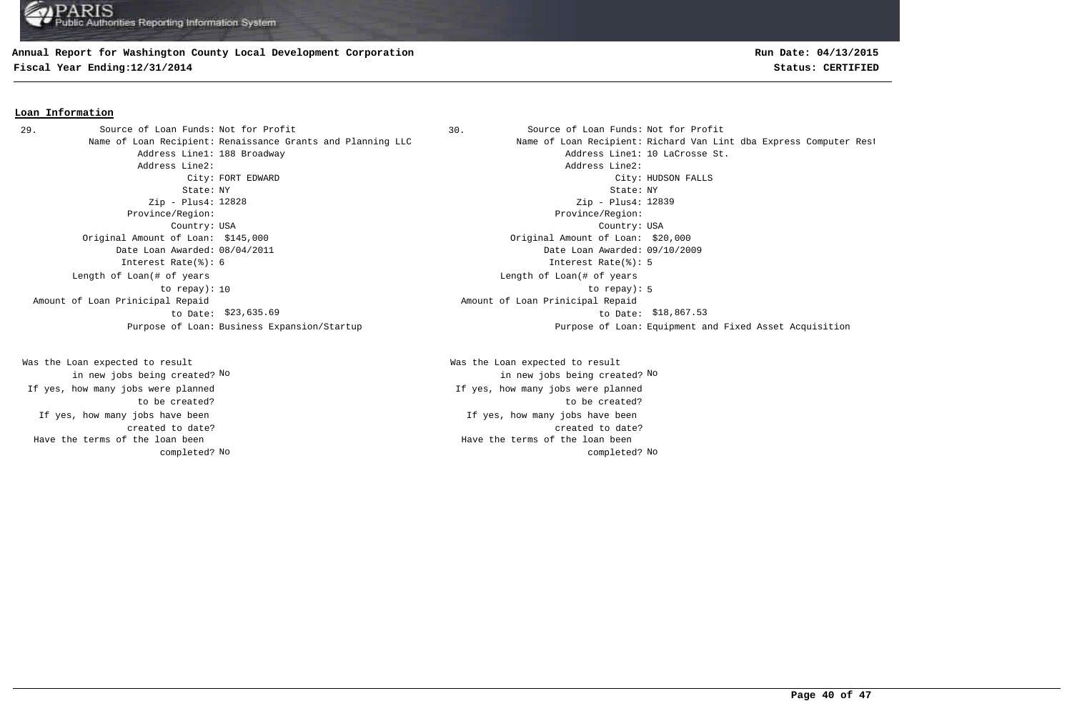## Loan Information

**29.**

- Source of Loan Funds: Not for Profit
- Name of Loan Recipient: Renaissance Grants and Planning LLC
- Address Line1: 188 Broadway
- Address Line2:
- City: FORT EDWARD
- State: NY
- Zip - Plus4: 12828
- Province/Region:
- Country: USA
- Original Amount of Loan: $145,000
- Date Loan Awarded: 08/04/2011
- Interest Rate(%): 6
- Length of Loan(# of years to repay): 10
- Amount of Loan Prinicipal Repaid to Date: $23,635.69
- Purpose of Loan: Business Expansion/Startup
- Was the Loan expected to result in new jobs being created? No
- If yes, how many jobs were planned to be created?
- If yes, how many jobs have been created to date?
- Have the terms of the loan been completed? No

**30.**

- Source of Loan Funds: Not for Profit
- Name of Loan Recipient: Richard Van Lint dba Express Computer Rest
- Address Line1: 10 LaCrosse St.
- Address Line2:
- City: HUDSON FALLS
- State: NY
- Zip - Plus4: 12839
- Province/Region:
- Country: USA
- Original Amount of Loan: $20,000
- Date Loan Awarded: 09/10/2009
- Interest Rate(%): 5
- Length of Loan(# of years to repay): 5
- Amount of Loan Prinicipal Repaid to Date: $18,867.53
- Purpose of Loan: Equipment and Fixed Asset Acquisition
- Was the Loan expected to result in new jobs being created? No
- If yes, how many jobs were planned to be created?
- If yes, how many jobs have been created to date?
- Have the terms of the loan been completed? No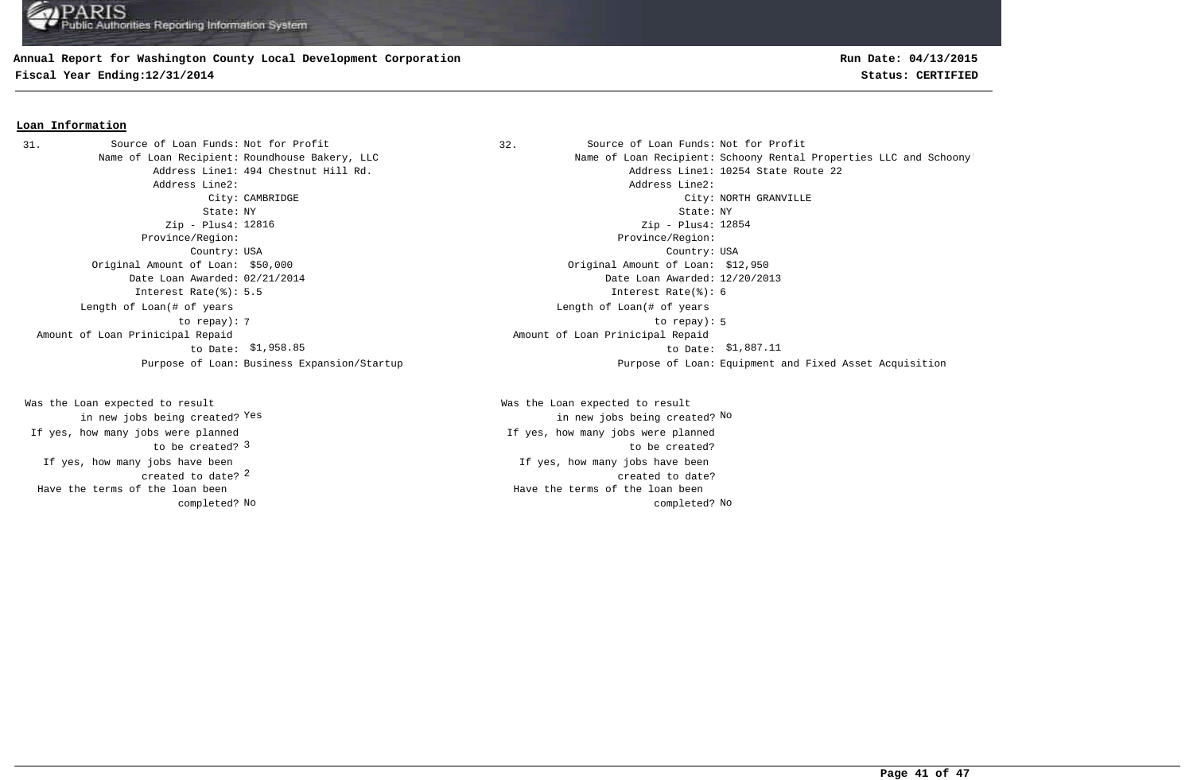**Annual Report for Washington County Local Development Corporation**
**Fiscal Year Ending:12/31/2014**

**Run Date: 04/13/2015**
**Status: CERTIFIED**

## Loan Information

**31.**

| Field | Value |
|---|---|
| Source of Loan Funds: | Not for Profit |
| Name of Loan Recipient: | Roundhouse Bakery, LLC |
| Address Line1: | 494 Chestnut Hill Rd. |
| Address Line2: | |
| City: | CAMBRIDGE |
| State: | NY |
| Zip - Plus4: | 12816 |
| Province/Region: | |
| Country: | USA |
| Original Amount of Loan: | $50,000 |
| Date Loan Awarded: | 02/21/2014 |
| Interest Rate(%): | 5.5 |
| Length of Loan(# of years to repay): | 7 |
| Amount of Loan Prinicipal Repaid to Date: | $1,958.85 |
| Purpose of Loan: | Business Expansion/Startup |
| Was the Loan expected to result in new jobs being created? | Yes |
| If yes, how many jobs were planned to be created? | 3 |
| If yes, how many jobs have been created to date? | 2 |
| Have the terms of the loan been completed? | No |

**32.**

| Field | Value |
|---|---|
| Source of Loan Funds: | Not for Profit |
| Name of Loan Recipient: | Schoony Rental Properties LLC and Schoony' |
| Address Line1: | 10254 State Route 22 |
| Address Line2: | |
| City: | NORTH GRANVILLE |
| State: | NY |
| Zip - Plus4: | 12854 |
| Province/Region: | |
| Country: | USA |
| Original Amount of Loan: | $12,950 |
| Date Loan Awarded: | 12/20/2013 |
| Interest Rate(%): | 6 |
| Length of Loan(# of years to repay): | 5 |
| Amount of Loan Prinicipal Repaid to Date: | $1,887.11 |
| Purpose of Loan: | Equipment and Fixed Asset Acquisition |
| Was the Loan expected to result in new jobs being created? | No |
| If yes, how many jobs were planned to be created? | |
| If yes, how many jobs have been created to date? | |
| Have the terms of the loan been completed? | No |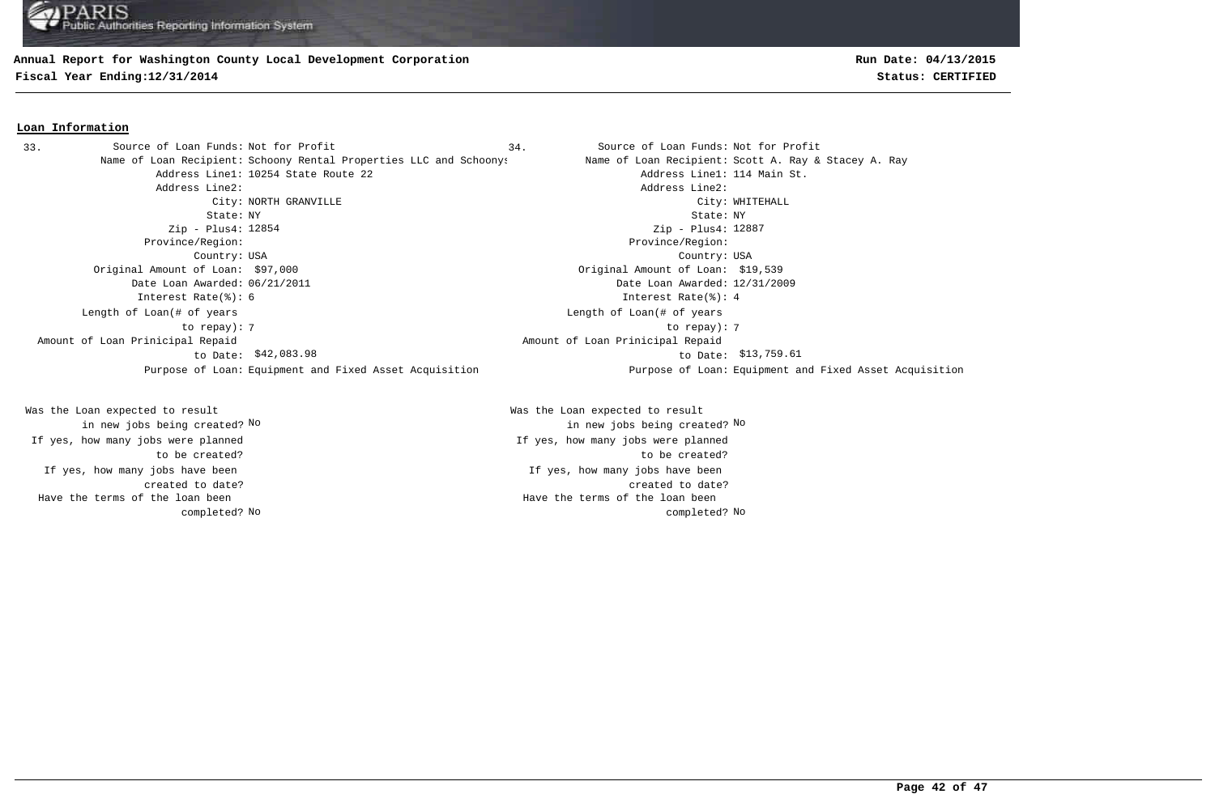## Loan Information

**33.**

- Source of Loan Funds: Not for Profit
- Name of Loan Recipient: Schoony Rental Properties LLC and Schoonys
- Address Line1: 10254 State Route 22
- Address Line2:
- City: NORTH GRANVILLE
- State: NY
- Zip - Plus4: 12854
- Province/Region:
- Country: USA
- Original Amount of Loan: $97,000
- Date Loan Awarded: 06/21/2011
- Interest Rate(%): 6
- Length of Loan(# of years to repay): 7
- Amount of Loan Prinicipal Repaid to Date: $42,083.98
- Purpose of Loan: Equipment and Fixed Asset Acquisition
- Was the Loan expected to result in new jobs being created? No
- If yes, how many jobs were planned to be created?
- If yes, how many jobs have been created to date?
- Have the terms of the loan been completed? No

**34.**

- Source of Loan Funds: Not for Profit
- Name of Loan Recipient: Scott A. Ray & Stacey A. Ray
- Address Line1: 114 Main St.
- Address Line2:
- City: WHITEHALL
- State: NY
- Zip - Plus4: 12887
- Province/Region:
- Country: USA
- Original Amount of Loan: $19,539
- Date Loan Awarded: 12/31/2009
- Interest Rate(%): 4
- Length of Loan(# of years to repay): 7
- Amount of Loan Prinicipal Repaid to Date: $13,759.61
- Purpose of Loan: Equipment and Fixed Asset Acquisition
- Was the Loan expected to result in new jobs being created? No
- If yes, how many jobs were planned to be created?
- If yes, how many jobs have been created to date?
- Have the terms of the loan been completed? No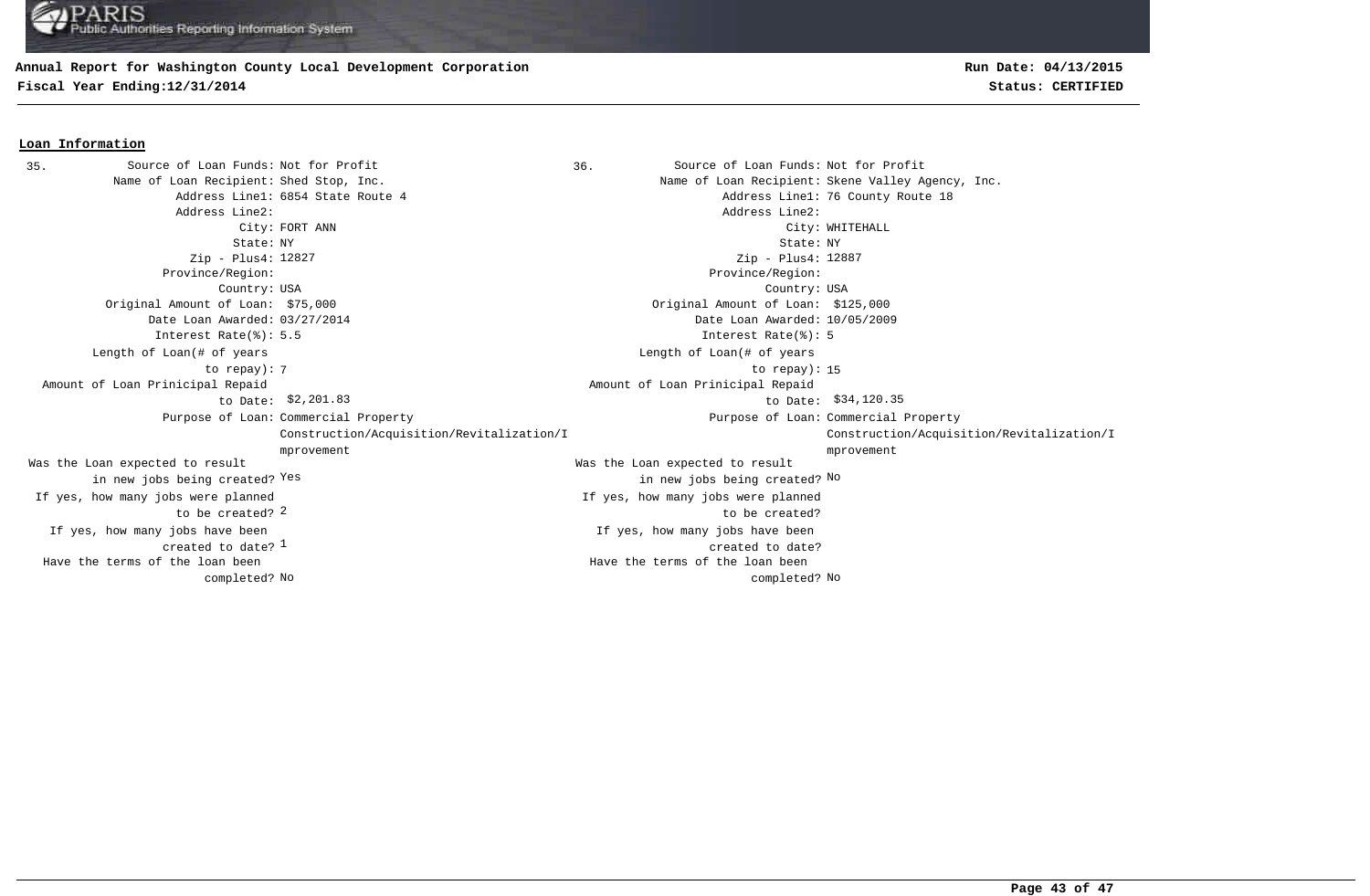**Annual Report for Washington County Local Development Corporation**
**Fiscal Year Ending:12/31/2014**

**Run Date: 04/13/2015**
**Status: CERTIFIED**

## Loan Information

**35.**

| Field | Value |
|---|---|
| Source of Loan Funds: | Not for Profit |
| Name of Loan Recipient: | Shed Stop, Inc. |
| Address Line1: | 6854 State Route 4 |
| Address Line2: | |
| City: | FORT ANN |
| State: | NY |
| Zip - Plus4: | 12827 |
| Province/Region: | |
| Country: | USA |
| Original Amount of Loan: | $75,000 |
| Date Loan Awarded: | 03/27/2014 |
| Interest Rate(%): | 5.5 |
| Length of Loan(# of years to repay): | 7 |
| Amount of Loan Prinicipal Repaid to Date: | $2,201.83 |
| Purpose of Loan: | Commercial Property Construction/Acquisition/Revitalization/Improvement |
| Was the Loan expected to result in new jobs being created? | Yes |
| If yes, how many jobs were planned to be created? | 2 |
| If yes, how many jobs have been created to date? | 1 |
| Have the terms of the loan been completed? | No |

**36.**

| Field | Value |
|---|---|
| Source of Loan Funds: | Not for Profit |
| Name of Loan Recipient: | Skene Valley Agency, Inc. |
| Address Line1: | 76 County Route 18 |
| Address Line2: | |
| City: | WHITEHALL |
| State: | NY |
| Zip - Plus4: | 12887 |
| Province/Region: | |
| Country: | USA |
| Original Amount of Loan: | $125,000 |
| Date Loan Awarded: | 10/05/2009 |
| Interest Rate(%): | 5 |
| Length of Loan(# of years to repay): | 15 |
| Amount of Loan Prinicipal Repaid to Date: | $34,120.35 |
| Purpose of Loan: | Commercial Property Construction/Acquisition/Revitalization/Improvement |
| Was the Loan expected to result in new jobs being created? | No |
| If yes, how many jobs were planned to be created? | |
| If yes, how many jobs have been created to date? | |
| Have the terms of the loan been completed? | No |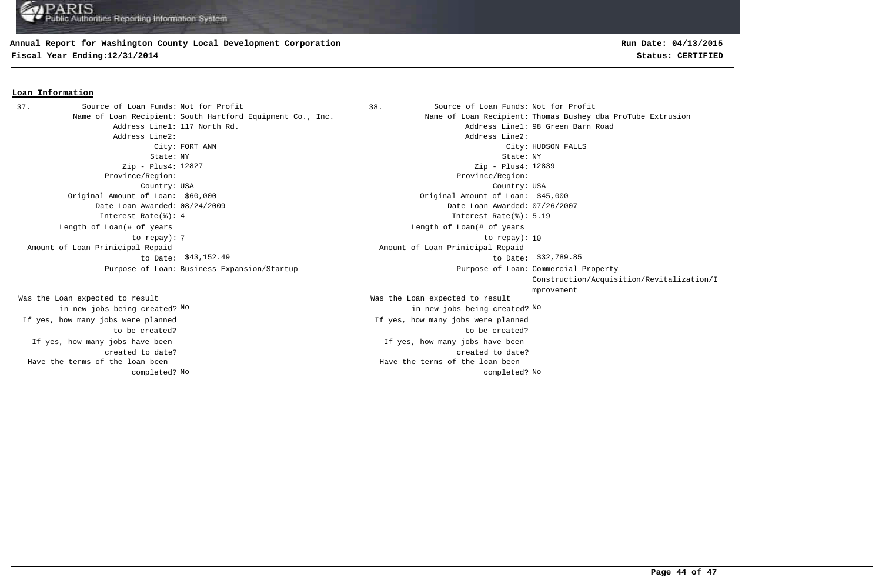**Annual Report for Washington County Local Development Corporation**
**Fiscal Year Ending:12/31/2014**

**Run Date: 04/13/2015**
**Status: CERTIFIED**

## Loan Information

**37.**

| Field | Value |
|---|---|
| Source of Loan Funds: | Not for Profit |
| Name of Loan Recipient: | South Hartford Equipment Co., Inc. |
| Address Line1: | 117 North Rd. |
| Address Line2: | |
| City: | FORT ANN |
| State: | NY |
| Zip - Plus4: | 12827 |
| Province/Region: | |
| Country: | USA |
| Original Amount of Loan: | $60,000 |
| Date Loan Awarded: | 08/24/2009 |
| Interest Rate(%): | 4 |
| Length of Loan(# of years to repay): | 7 |
| Amount of Loan Prinicipal Repaid to Date: | $43,152.49 |
| Purpose of Loan: | Business Expansion/Startup |
| Was the Loan expected to result in new jobs being created? | No |
| If yes, how many jobs were planned to be created? | |
| If yes, how many jobs have been created to date? | |
| Have the terms of the loan been completed? | No |

**38.**

| Field | Value |
|---|---|
| Source of Loan Funds: | Not for Profit |
| Name of Loan Recipient: | Thomas Bushey dba ProTube Extrusion |
| Address Line1: | 98 Green Barn Road |
| Address Line2: | |
| City: | HUDSON FALLS |
| State: | NY |
| Zip - Plus4: | 12839 |
| Province/Region: | |
| Country: | USA |
| Original Amount of Loan: | $45,000 |
| Date Loan Awarded: | 07/26/2007 |
| Interest Rate(%): | 5.19 |
| Length of Loan(# of years to repay): | 10 |
| Amount of Loan Prinicipal Repaid to Date: | $32,789.85 |
| Purpose of Loan: | Commercial Property Construction/Acquisition/Revitalization/Improvement |
| Was the Loan expected to result in new jobs being created? | No |
| If yes, how many jobs were planned to be created? | |
| If yes, how many jobs have been created to date? | |
| Have the terms of the loan been completed? | No |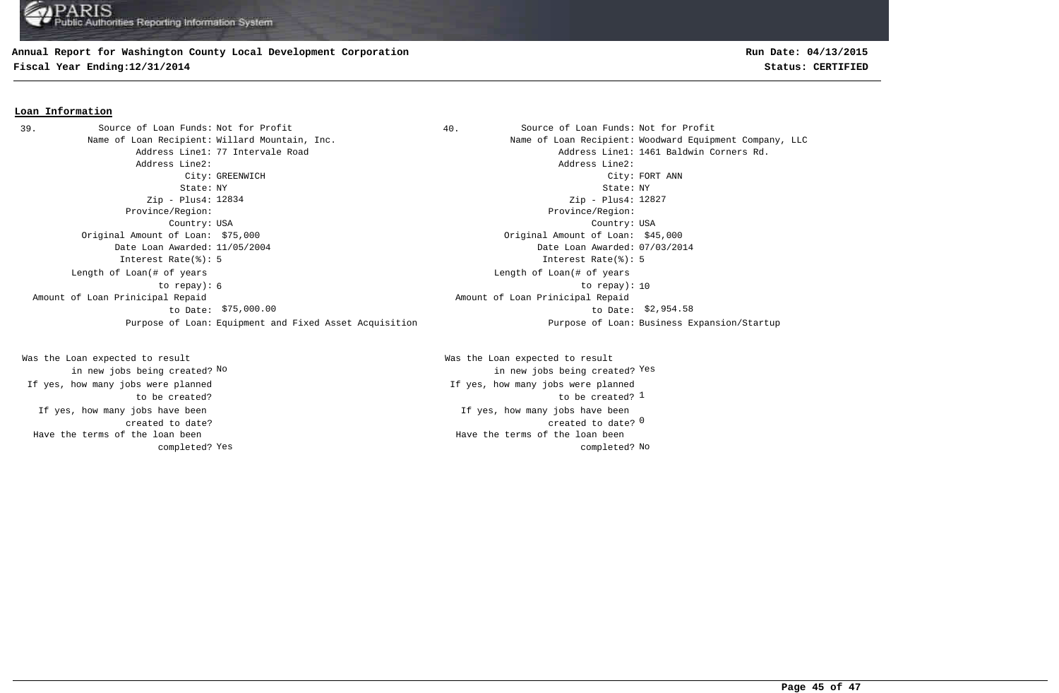**Annual Report for Washington County Local Development Corporation**
**Fiscal Year Ending:12/31/2014**

**Run Date: 04/13/2015**
**Status: CERTIFIED**

## Loan Information

**39.**

| Field | Value |
|---|---|
| Source of Loan Funds: | Not for Profit |
| Name of Loan Recipient: | Willard Mountain, Inc. |
| Address Line1: | 77 Intervale Road |
| Address Line2: | |
| City: | GREENWICH |
| State: | NY |
| Zip - Plus4: | 12834 |
| Province/Region: | |
| Country: | USA |
| Original Amount of Loan: | $75,000 |
| Date Loan Awarded: | 11/05/2004 |
| Interest Rate(%): | 5 |
| Length of Loan(# of years to repay): | 6 |
| Amount of Loan Prinicipal Repaid to Date: | $75,000.00 |
| Purpose of Loan: | Equipment and Fixed Asset Acquisition |
| Was the Loan expected to result in new jobs being created? | No |
| If yes, how many jobs were planned to be created? | |
| If yes, how many jobs have been created to date? | |
| Have the terms of the loan been completed? | Yes |

**40.**

| Field | Value |
|---|---|
| Source of Loan Funds: | Not for Profit |
| Name of Loan Recipient: | Woodward Equipment Company, LLC |
| Address Line1: | 1461 Baldwin Corners Rd. |
| Address Line2: | |
| City: | FORT ANN |
| State: | NY |
| Zip - Plus4: | 12827 |
| Province/Region: | |
| Country: | USA |
| Original Amount of Loan: | $45,000 |
| Date Loan Awarded: | 07/03/2014 |
| Interest Rate(%): | 5 |
| Length of Loan(# of years to repay): | 10 |
| Amount of Loan Prinicipal Repaid to Date: | $2,954.58 |
| Purpose of Loan: | Business Expansion/Startup |
| Was the Loan expected to result in new jobs being created? | Yes |
| If yes, how many jobs were planned to be created? | 1 |
| If yes, how many jobs have been created to date? | 0 |
| Have the terms of the loan been completed? | No |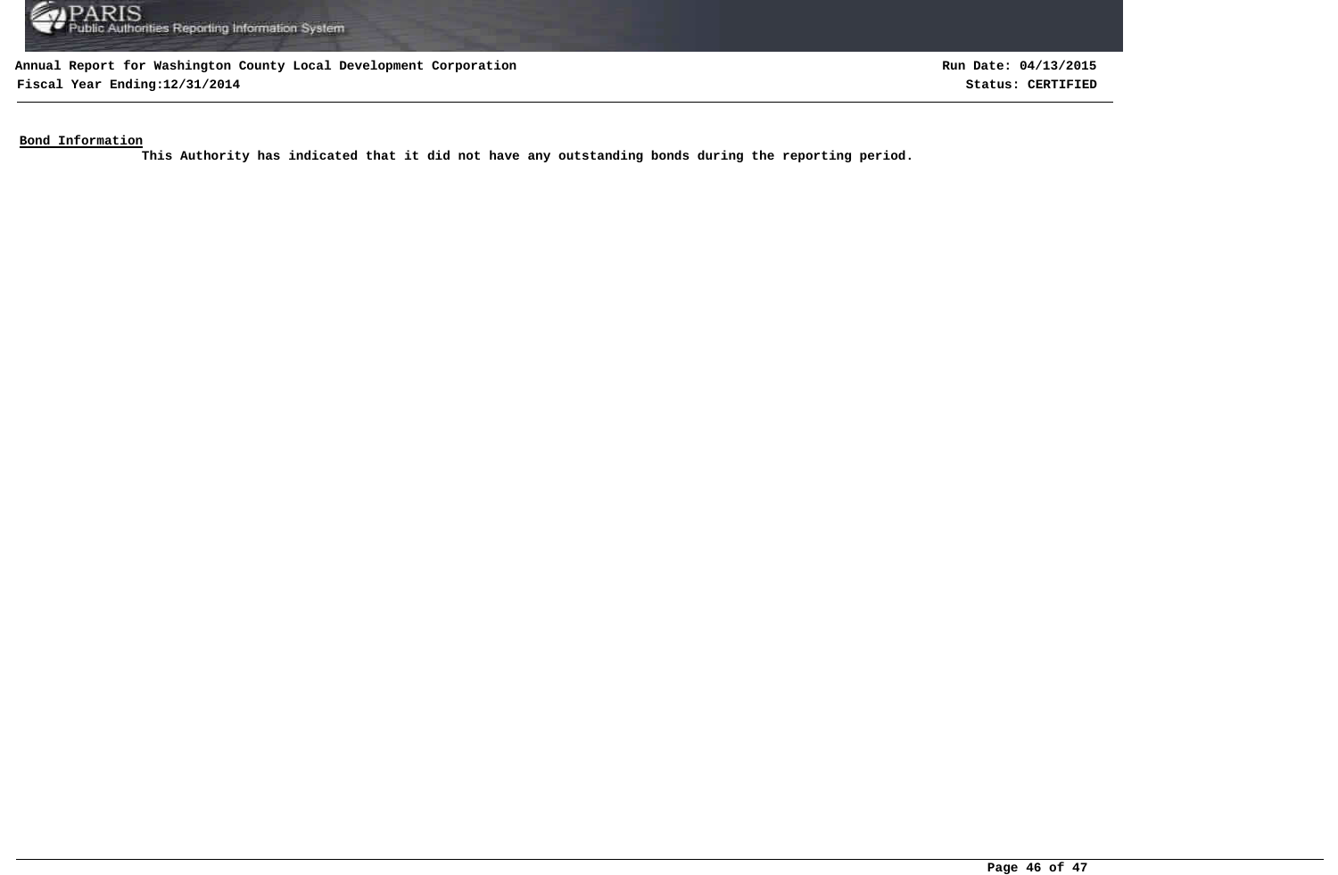**Bond Information**

This Authority has indicated that it did not have any outstanding bonds during the reporting period.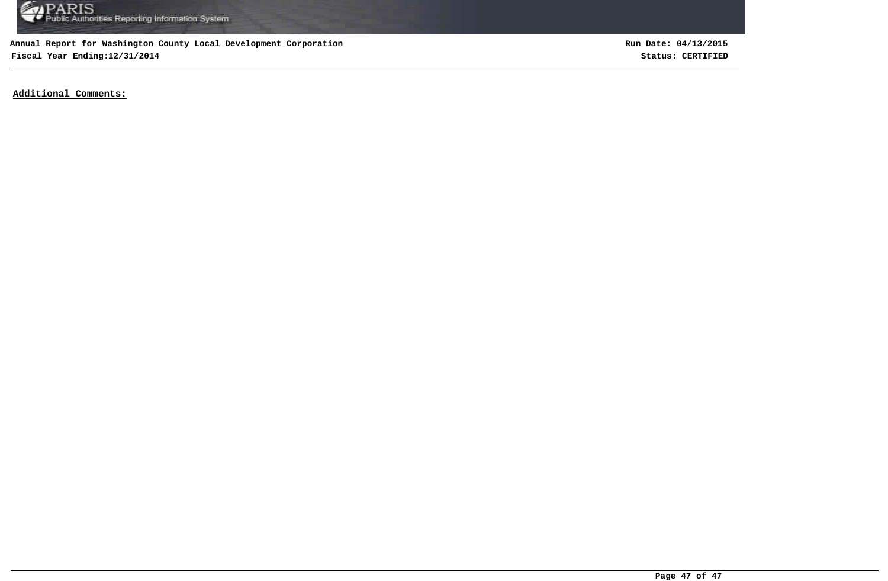**Additional Comments:**